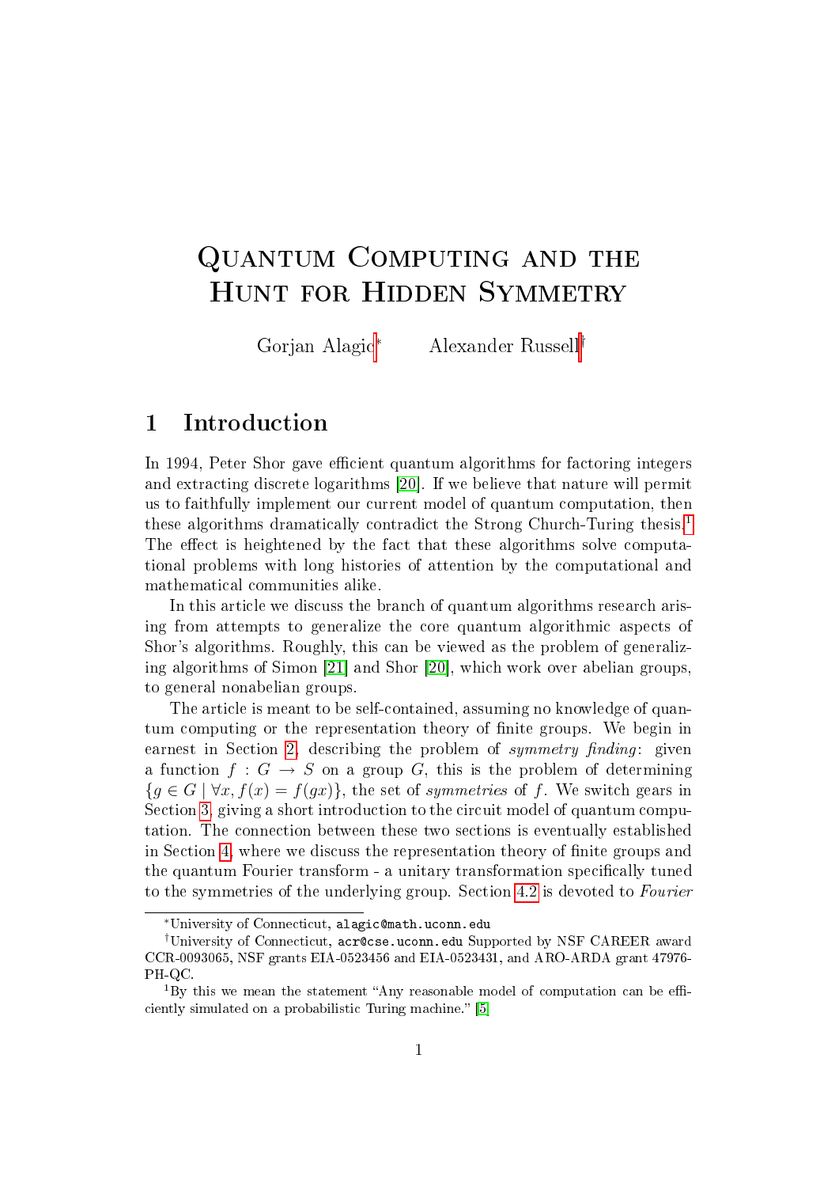# Quantum Computing and the Hunt for Hidden Symmetry

Gorjan Alagic[*] Alexander Russell[†]

## 1 Introduction

In 1994, Peter Shor gave efficient quantum algorithms for factoring integers and extracting discrete logarithms [20]. If we believe that nature will permit us to faithfully implement our current model of quantum computation, then these algorithms dramatically contradict the Strong Church-Turing thesis.[1] The effect is heightened by the fact that these algorithms solve computational problems with long histories of attention by the computational and mathematical communities alike.

In this article we discuss the branch of quantum algorithms research arising from attempts to generalize the core quantum algorithmic aspects of Shor's algorithms. Roughly, this can be viewed as the problem of generalizing algorithms of Simon [21] and Shor [20], which work over abelian groups, to general nonabelian groups.

The article is meant to be self-contained, assuming no knowledge of quantum computing or the representation theory of finite groups. We begin in earnest in Section 2, describing the problem of *symmetry finding*: given a function $f : G \to S$ on a group $G$, this is the problem of determining $\{g \in G \mid \forall x, f(x) = f(gx)\}$, the set of *symmetries* of $f$. We switch gears in Section 3, giving a short introduction to the circuit model of quantum computation. The connection between these two sections is eventually established in Section 4, where we discuss the representation theory of finite groups and the quantum Fourier transform - a unitary transformation specifically tuned to the symmetries of the underlying group. Section 4.2 is devoted to *Fourier*

---

[*] University of Connecticut, alagic@math.uconn.edu

[†] University of Connecticut, acr@cse.uconn.edu Supported by NSF CAREER award CCR-0093065, NSF grants EIA-0523456 and EIA-0523431, and ARO-ARDA grant 47976-PH-QC.

[1] By this we mean the statement "Any reasonable model of computation can be efficiently simulated on a probabilistic Turing machine." [5]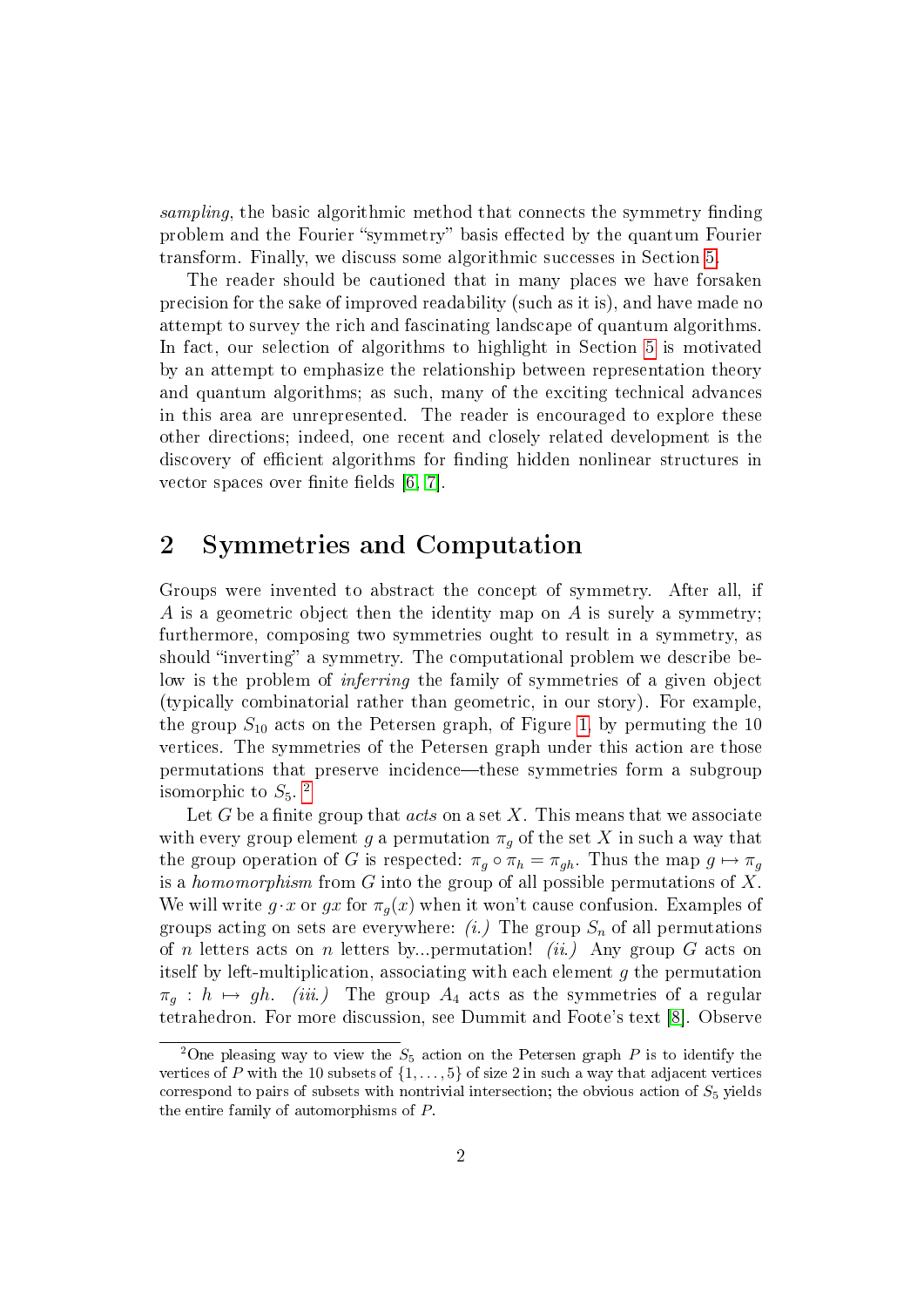*sampling*, the basic algorithmic method that connects the symmetry finding problem and the Fourier "symmetry" basis effected by the quantum Fourier transform. Finally, we discuss some algorithmic successes in Section 5.

The reader should be cautioned that in many places we have forsaken precision for the sake of improved readability (such as it is), and have made no attempt to survey the rich and fascinating landscape of quantum algorithms. In fact, our selection of algorithms to highlight in Section 5 is motivated by an attempt to emphasize the relationship between representation theory and quantum algorithms; as such, many of the exciting technical advances in this area are unrepresented. The reader is encouraged to explore these other directions; indeed, one recent and closely related development is the discovery of efficient algorithms for finding hidden nonlinear structures in vector spaces over finite fields [6, 7].

## 2 Symmetries and Computation

Groups were invented to abstract the concept of symmetry. After all, if $A$ is a geometric object then the identity map on $A$ is surely a symmetry; furthermore, composing two symmetries ought to result in a symmetry, as should "inverting" a symmetry. The computational problem we describe below is the problem of *inferring* the family of symmetries of a given object (typically combinatorial rather than geometric, in our story). For example, the group $S_{10}$ acts on the Petersen graph, of Figure 1, by permuting the 10 vertices. The symmetries of the Petersen graph under this action are those permutations that preserve incidence—these symmetries form a subgroup isomorphic to $S_5$. [2]

Let $G$ be a finite group that *acts* on a set $X$. This means that we associate with every group element $g$ a permutation $\pi_g$ of the set $X$ in such a way that the group operation of $G$ is respected: $\pi_g \circ \pi_h = \pi_{gh}$. Thus the map $g \mapsto \pi_g$ is a *homomorphism* from $G$ into the group of all possible permutations of $X$. We will write $g \cdot x$ or $gx$ for $\pi_g(x)$ when it won't cause confusion. Examples of groups acting on sets are everywhere: *(i.)* The group $S_n$ of all permutations of $n$ letters acts on $n$ letters by...permutation! *(ii.)* Any group $G$ acts on itself by left-multiplication, associating with each element $g$ the permutation $\pi_g : h \mapsto gh$. *(iii.)* The group $A_4$ acts as the symmetries of a regular tetrahedron. For more discussion, see Dummit and Foote's text [8]. Observe

[2] One pleasing way to view the $S_5$ action on the Petersen graph $P$ is to identify the vertices of $P$ with the 10 subsets of $\{1, \ldots, 5\}$ of size 2 in such a way that adjacent vertices correspond to pairs of subsets with nontrivial intersection; the obvious action of $S_5$ yields the entire family of automorphisms of $P$.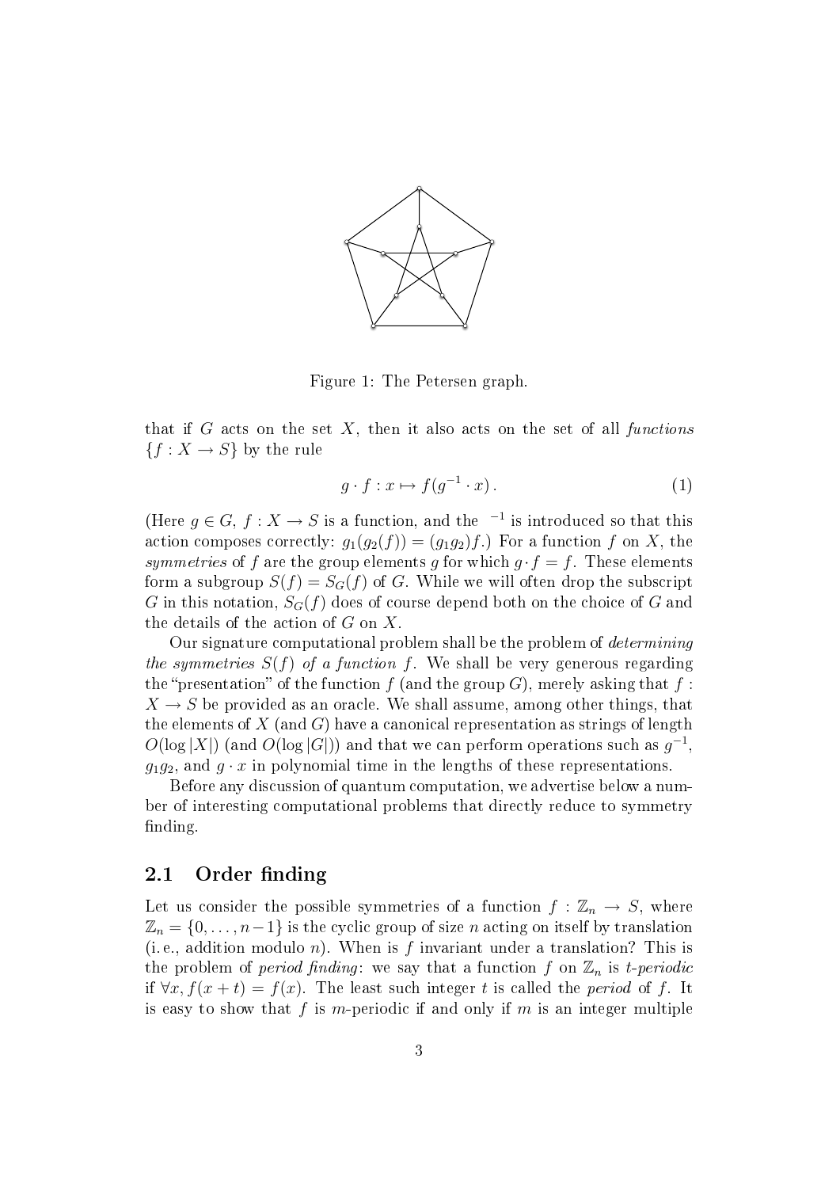Figure 1: The Petersen graph.

that if $G$ acts on the set $X$, then it also acts on the set of all *functions* $\{f : X \to S\}$ by the rule

$$g \cdot f : x \mapsto f(g^{-1} \cdot x). \tag{1}$$

(Here $g \in G$, $f : X \to S$ is a function, and the $^{-1}$ is introduced so that this action composes correctly: $g_1(g_2(f)) = (g_1 g_2)f$.) For a function $f$ on $X$, the *symmetries* of $f$ are the group elements $g$ for which $g \cdot f = f$. These elements form a subgroup $S(f) = S_G(f)$ of $G$. While we will often drop the subscript $G$ in this notation, $S_G(f)$ does of course depend both on the choice of $G$ and the details of the action of $G$ on $X$.

Our signature computational problem shall be the problem of *determining the symmetries $S(f)$ of a function $f$*. We shall be very generous regarding the "presentation" of the function $f$ (and the group $G$), merely asking that $f : X \to S$ be provided as an oracle. We shall assume, among other things, that the elements of $X$ (and $G$) have a canonical representation as strings of length $O(\log |X|)$ (and $O(\log |G|)$) and that we can perform operations such as $g^{-1}$, $g_1 g_2$, and $g \cdot x$ in polynomial time in the lengths of these representations.

Before any discussion of quantum computation, we advertise below a number of interesting computational problems that directly reduce to symmetry finding.

## 2.1 Order finding

Let us consider the possible symmetries of a function $f : \mathbb{Z}_n \to S$, where $\mathbb{Z}_n = \{0, \ldots, n-1\}$ is the cyclic group of size $n$ acting on itself by translation (i. e., addition modulo $n$). When is $f$ invariant under a translation? This is the problem of *period finding*: we say that a function $f$ on $\mathbb{Z}_n$ is *$t$-periodic* if $\forall x, f(x + t) = f(x)$. The least such integer $t$ is called the *period* of $f$. It is easy to show that $f$ is $m$-periodic if and only if $m$ is an integer multiple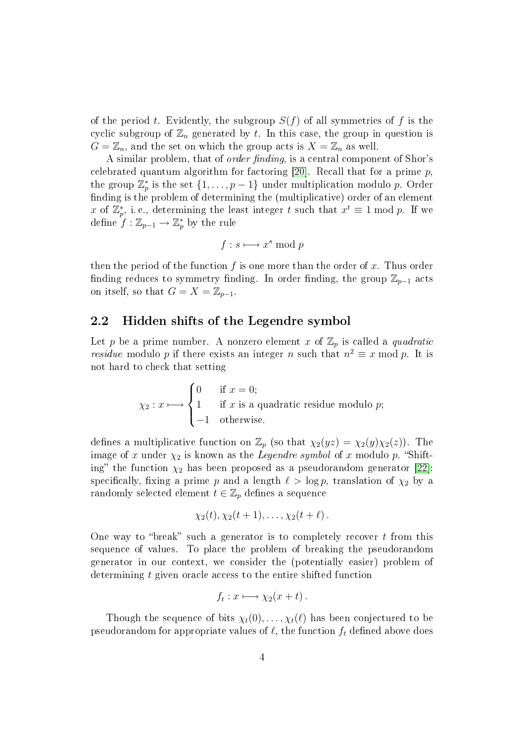of the period $t$. Evidently, the subgroup $S(f)$ of all symmetries of $f$ is the cyclic subgroup of $\mathbb{Z}_n$ generated by $t$. In this case, the group in question is $G = \mathbb{Z}_n$, and the set on which the group acts is $X = \mathbb{Z}_n$ as well.

A similar problem, that of *order finding*, is a central component of Shor's celebrated quantum algorithm for factoring [20]. Recall that for a prime $p$, the group $\mathbb{Z}_p^*$ is the set $\{1, \ldots, p-1\}$ under multiplication modulo $p$. Order finding is the problem of determining the (multiplicative) order of an element $x$ of $\mathbb{Z}_p^*$, i. e., determining the least integer $t$ such that $x^t \equiv 1 \bmod p$. If we define $f : \mathbb{Z}_{p-1} \to \mathbb{Z}_p^*$ by the rule

$$f : s \longmapsto x^s \bmod p$$

then the period of the function $f$ is one more than the order of $x$. Thus order finding reduces to symmetry finding. In order finding, the group $\mathbb{Z}_{p-1}$ acts on itself, so that $G = X = \mathbb{Z}_{p-1}$.

## 2.2 Hidden shifts of the Legendre symbol

Let $p$ be a prime number. A nonzero element $x$ of $\mathbb{Z}_p$ is called a *quadratic residue* modulo $p$ if there exists an integer $n$ such that $n^2 \equiv x \bmod p$. It is not hard to check that setting

$$\chi_2 : x \longmapsto \begin{cases} 0 & \text{if } x = 0; \\ 1 & \text{if } x \text{ is a quadratic residue modulo } p; \\ -1 & \text{otherwise.} \end{cases}$$

defines a multiplicative function on $\mathbb{Z}_p$ (so that $\chi_2(yz) = \chi_2(y)\chi_2(z)$). The image of $x$ under $\chi_2$ is known as the *Legendre symbol* of $x$ modulo $p$. "Shifting" the function $\chi_2$ has been proposed as a pseudorandom generator [22]: specifically, fixing a prime $p$ and a length $\ell > \log p$, translation of $\chi_2$ by a randomly selected element $t \in \mathbb{Z}_p$ defines a sequence

$$\chi_2(t), \chi_2(t+1), \ldots, \chi_2(t+\ell)\,.$$

One way to "break" such a generator is to completely recover $t$ from this sequence of values. To place the problem of breaking the pseudorandom generator in our context, we consider the (potentially easier) problem of determining $t$ given oracle access to the entire shifted function

$$f_t : x \longmapsto \chi_2(x+t)\,.$$

Though the sequence of bits $\chi_t(0), \ldots, \chi_t(\ell)$ has been conjectured to be pseudorandom for appropriate values of $\ell$, the function $f_t$ defined above does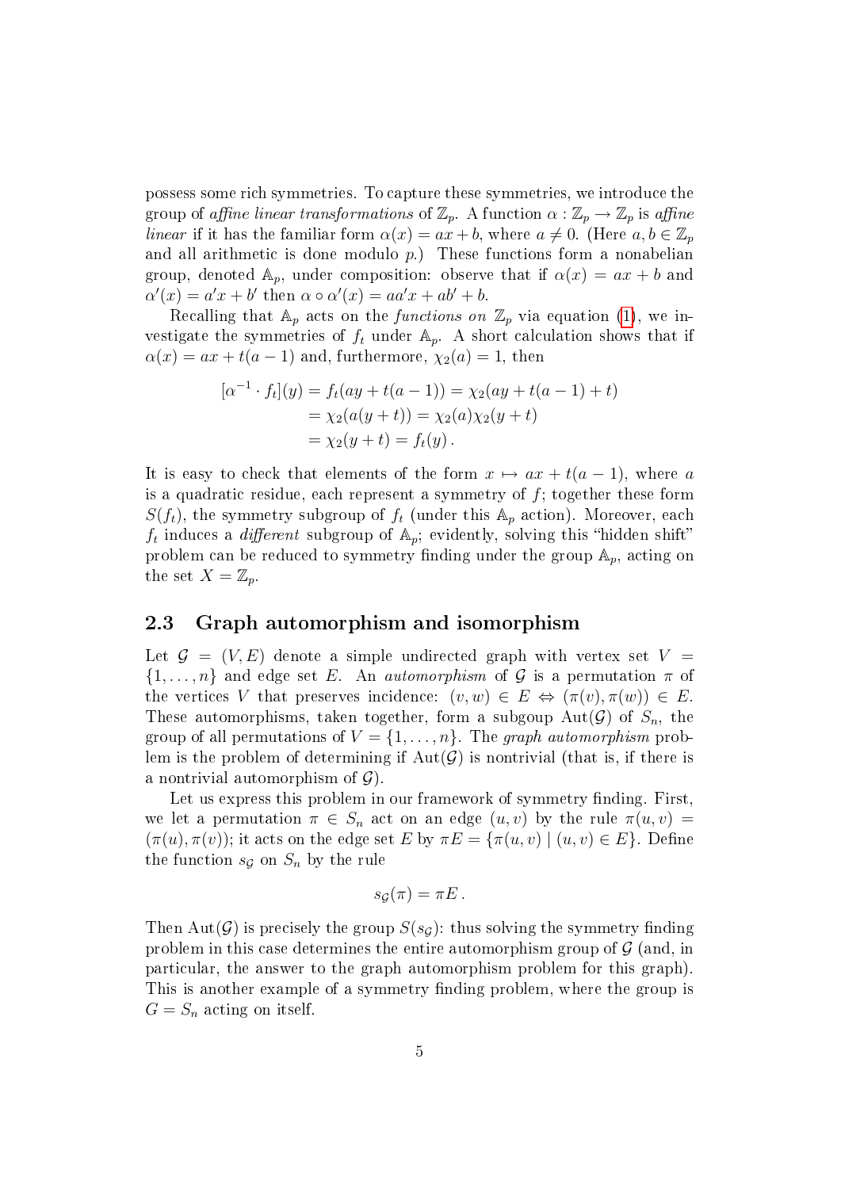possess some rich symmetries. To capture these symmetries, we introduce the group of *affine linear transformations* of $\mathbb{Z}_p$. A function $\alpha : \mathbb{Z}_p \to \mathbb{Z}_p$ is *affine linear* if it has the familiar form $\alpha(x) = ax + b$, where $a \neq 0$. (Here $a, b \in \mathbb{Z}_p$ and all arithmetic is done modulo $p$.) These functions form a nonabelian group, denoted $\mathbb{A}_p$, under composition: observe that if $\alpha(x) = ax + b$ and $\alpha'(x) = a'x + b'$ then $\alpha \circ \alpha'(x) = aa'x + ab' + b$.

Recalling that $\mathbb{A}_p$ acts on the *functions on* $\mathbb{Z}_p$ via equation (1), we investigate the symmetries of $f_t$ under $\mathbb{A}_p$. A short calculation shows that if $\alpha(x) = ax + t(a - 1)$ and, furthermore, $\chi_2(a) = 1$, then

$$
\begin{aligned}
[\alpha^{-1} \cdot f_t](y) &= f_t(ay + t(a - 1)) = \chi_2(ay + t(a - 1) + t) \\
&= \chi_2(a(y + t)) = \chi_2(a)\chi_2(y + t) \\
&= \chi_2(y + t) = f_t(y)\,.
\end{aligned}
$$

It is easy to check that elements of the form $x \mapsto ax + t(a - 1)$, where $a$ is a quadratic residue, each represent a symmetry of $f$; together these form $S(f_t)$, the symmetry subgroup of $f_t$ (under this $\mathbb{A}_p$ action). Moreover, each $f_t$ induces a *different* subgroup of $\mathbb{A}_p$; evidently, solving this "hidden shift" problem can be reduced to symmetry finding under the group $\mathbb{A}_p$, acting on the set $X = \mathbb{Z}_p$.

## 2.3 Graph automorphism and isomorphism

Let $\mathcal{G} = (V, E)$ denote a simple undirected graph with vertex set $V = \{1, \ldots, n\}$ and edge set $E$. An *automorphism* of $\mathcal{G}$ is a permutation $\pi$ of the vertices $V$ that preserves incidence: $(v, w) \in E \Leftrightarrow (\pi(v), \pi(w)) \in E$. These automorphisms, taken together, form a subgoup $\mathrm{Aut}(\mathcal{G})$ of $S_n$, the group of all permutations of $V = \{1, \ldots, n\}$. The *graph automorphism* problem is the problem of determining if $\mathrm{Aut}(\mathcal{G})$ is nontrivial (that is, if there is a nontrivial automorphism of $\mathcal{G}$).

Let us express this problem in our framework of symmetry finding. First, we let a permutation $\pi \in S_n$ act on an edge $(u, v)$ by the rule $\pi(u, v) = (\pi(u), \pi(v))$; it acts on the edge set $E$ by $\pi E = \{\pi(u, v) \mid (u, v) \in E\}$. Define the function $s_{\mathcal{G}}$ on $S_n$ by the rule

$$
s_{\mathcal{G}}(\pi) = \pi E\,.
$$

Then $\mathrm{Aut}(\mathcal{G})$ is precisely the group $S(s_{\mathcal{G}})$: thus solving the symmetry finding problem in this case determines the entire automorphism group of $\mathcal{G}$ (and, in particular, the answer to the graph automorphism problem for this graph). This is another example of a symmetry finding problem, where the group is $G = S_n$ acting on itself.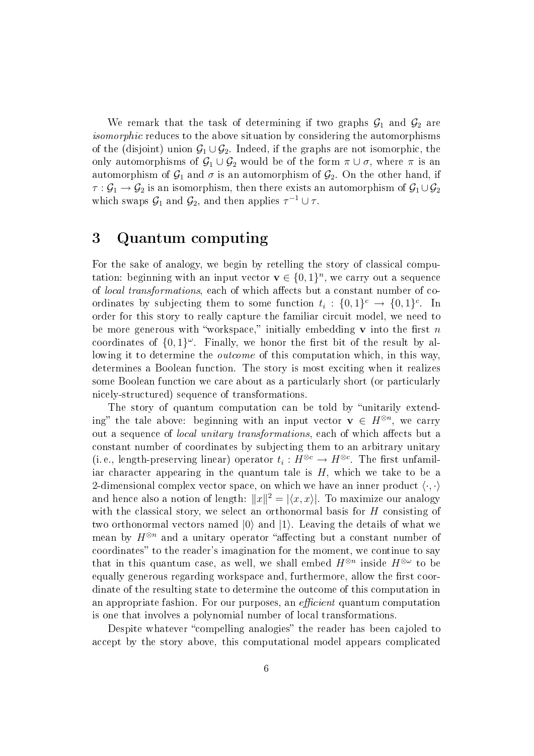We remark that the task of determining if two graphs $\mathcal{G}_1$ and $\mathcal{G}_2$ are *isomorphic* reduces to the above situation by considering the automorphisms of the (disjoint) union $\mathcal{G}_1 \cup \mathcal{G}_2$. Indeed, if the graphs are not isomorphic, the only automorphisms of $\mathcal{G}_1 \cup \mathcal{G}_2$ would be of the form $\pi \cup \sigma$, where $\pi$ is an automorphism of $\mathcal{G}_1$ and $\sigma$ is an automorphism of $\mathcal{G}_2$. On the other hand, if $\tau : \mathcal{G}_1 \to \mathcal{G}_2$ is an isomorphism, then there exists an automorphism of $\mathcal{G}_1 \cup \mathcal{G}_2$ which swaps $\mathcal{G}_1$ and $\mathcal{G}_2$, and then applies $\tau^{-1} \cup \tau$.

# 3 Quantum computing

For the sake of analogy, we begin by retelling the story of classical computation: beginning with an input vector $\mathbf{v} \in \{0, 1\}^n$, we carry out a sequence of *local transformations*, each of which affects but a constant number of coordinates by subjecting them to some function $t_i : \{0, 1\}^c \to \{0, 1\}^c$. In order for this story to really capture the familiar circuit model, we need to be more generous with "workspace," initially embedding $\mathbf{v}$ into the first $n$ coordinates of $\{0, 1\}^\omega$. Finally, we honor the first bit of the result by allowing it to determine the *outcome* of this computation which, in this way, determines a Boolean function. The story is most exciting when it realizes some Boolean function we care about as a particularly short (or particularly nicely-structured) sequence of transformations.

The story of quantum computation can be told by "unitarily extending" the tale above: beginning with an input vector $\mathbf{v} \in H^{\otimes n}$, we carry out a sequence of *local unitary transformations*, each of which affects but a constant number of coordinates by subjecting them to an arbitrary unitary (i. e., length-preserving linear) operator $t_i : H^{\otimes c} \to H^{\otimes c}$. The first unfamiliar character appearing in the quantum tale is $H$, which we take to be a 2-dimensional complex vector space, on which we have an inner product $\langle \cdot, \cdot \rangle$ and hence also a notion of length: $\|x\|^2 = |\langle x, x \rangle|$. To maximize our analogy with the classical story, we select an orthonormal basis for $H$ consisting of two orthonormal vectors named $|0\rangle$ and $|1\rangle$. Leaving the details of what we mean by $H^{\otimes n}$ and a unitary operator "affecting but a constant number of coordinates" to the reader's imagination for the moment, we continue to say that in this quantum case, as well, we shall embed $H^{\otimes n}$ inside $H^{\otimes \omega}$ to be equally generous regarding workspace and, furthermore, allow the first coordinate of the resulting state to determine the outcome of this computation in an appropriate fashion. For our purposes, an *efficient* quantum computation is one that involves a polynomial number of local transformations.

Despite whatever "compelling analogies" the reader has been cajoled to accept by the story above, this computational model appears complicated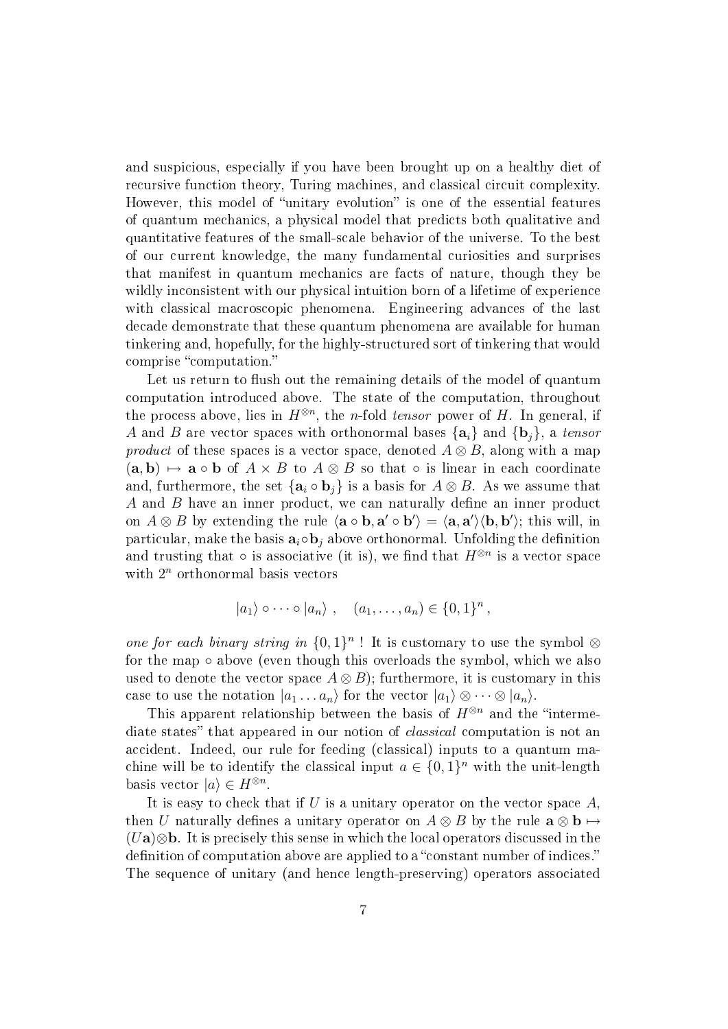and suspicious, especially if you have been brought up on a healthy diet of recursive function theory, Turing machines, and classical circuit complexity. However, this model of "unitary evolution" is one of the essential features of quantum mechanics, a physical model that predicts both qualitative and quantitative features of the small-scale behavior of the universe. To the best of our current knowledge, the many fundamental curiosities and surprises that manifest in quantum mechanics are facts of nature, though they be wildly inconsistent with our physical intuition born of a lifetime of experience with classical macroscopic phenomena. Engineering advances of the last decade demonstrate that these quantum phenomena are available for human tinkering and, hopefully, for the highly-structured sort of tinkering that would comprise "computation."

Let us return to flush out the remaining details of the model of quantum computation introduced above. The state of the computation, throughout the process above, lies in $H^{\otimes n}$, the $n$-fold *tensor* power of $H$. In general, if $A$ and $B$ are vector spaces with orthonormal bases $\{\mathbf{a}_i\}$ and $\{\mathbf{b}_j\}$, a *tensor product* of these spaces is a vector space, denoted $A \otimes B$, along with a map $(\mathbf{a}, \mathbf{b}) \mapsto \mathbf{a} \circ \mathbf{b}$ of $A \times B$ to $A \otimes B$ so that $\circ$ is linear in each coordinate and, furthermore, the set $\{\mathbf{a}_i \circ \mathbf{b}_j\}$ is a basis for $A \otimes B$. As we assume that $A$ and $B$ have an inner product, we can naturally define an inner product on $A \otimes B$ by extending the rule $\langle \mathbf{a} \circ \mathbf{b}, \mathbf{a}' \circ \mathbf{b}' \rangle = \langle \mathbf{a}, \mathbf{a}' \rangle \langle \mathbf{b}, \mathbf{b}' \rangle$; this will, in particular, make the basis $\mathbf{a}_i \circ \mathbf{b}_j$ above orthonormal. Unfolding the definition and trusting that $\circ$ is associative (it is), we find that $H^{\otimes n}$ is a vector space with $2^n$ orthonormal basis vectors

$$|a_1\rangle \circ \cdots \circ |a_n\rangle \ , \quad (a_1, \ldots, a_n) \in \{0,1\}^n \, ,$$

*one for each binary string in* $\{0,1\}^n$ ! It is customary to use the symbol $\otimes$ for the map $\circ$ above (even though this overloads the symbol, which we also used to denote the vector space $A \otimes B$); furthermore, it is customary in this case to use the notation $|a_1 \ldots a_n\rangle$ for the vector $|a_1\rangle \otimes \cdots \otimes |a_n\rangle$.

This apparent relationship between the basis of $H^{\otimes n}$ and the "intermediate states" that appeared in our notion of *classical* computation is not an accident. Indeed, our rule for feeding (classical) inputs to a quantum machine will be to identify the classical input $a \in \{0,1\}^n$ with the unit-length basis vector $|a\rangle \in H^{\otimes n}$.

It is easy to check that if $U$ is a unitary operator on the vector space $A$, then $U$ naturally defines a unitary operator on $A \otimes B$ by the rule $\mathbf{a} \otimes \mathbf{b} \mapsto (U\mathbf{a}) \otimes \mathbf{b}$. It is precisely this sense in which the local operators discussed in the definition of computation above are applied to a "constant number of indices." The sequence of unitary (and hence length-preserving) operators associated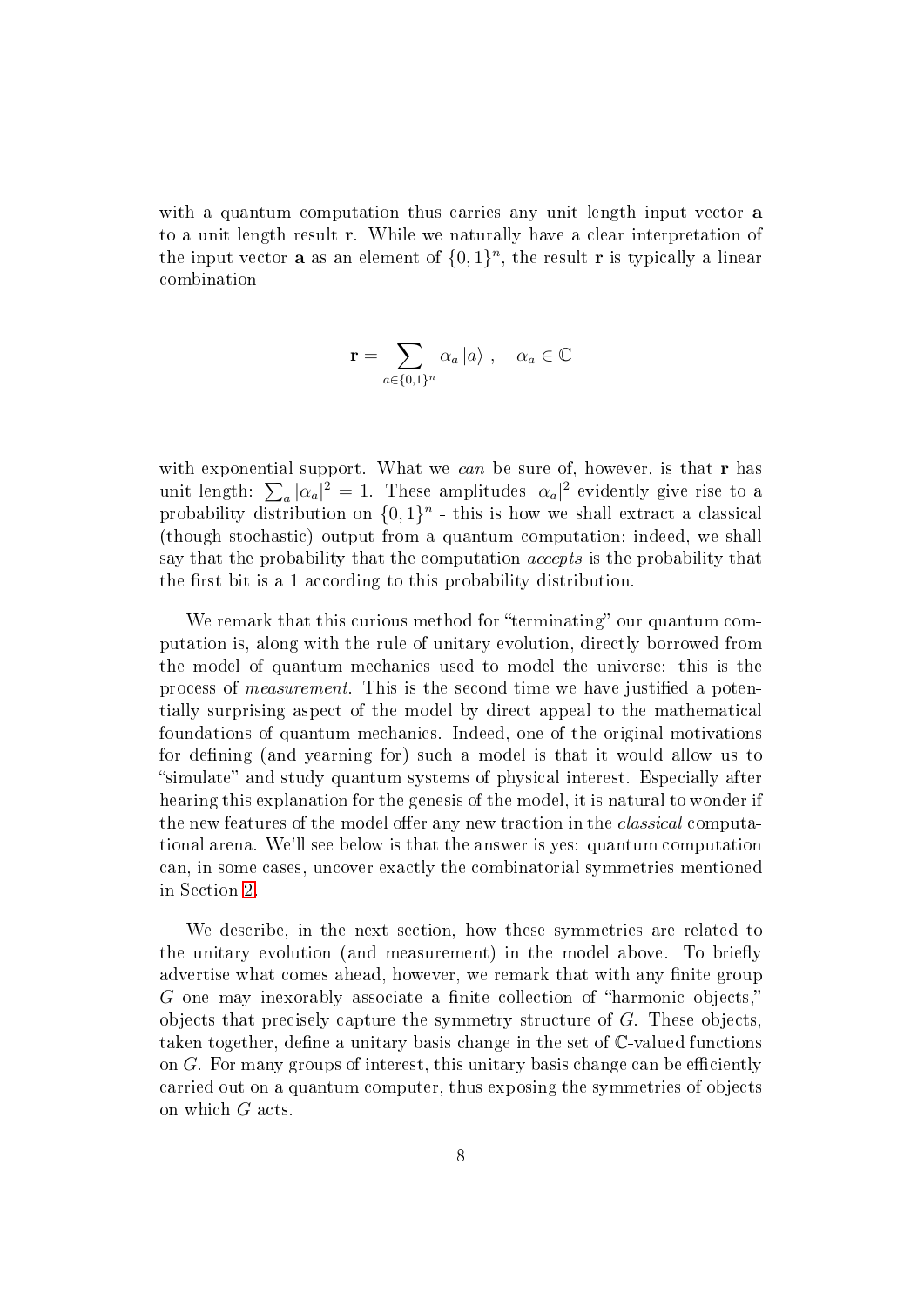with a quantum computation thus carries any unit length input vector $\mathbf{a}$ to a unit length result $\mathbf{r}$. While we naturally have a clear interpretation of the input vector $\mathbf{a}$ as an element of $\{0,1\}^n$, the result $\mathbf{r}$ is typically a linear combination

$$\mathbf{r} = \sum_{a \in \{0,1\}^n} \alpha_a \left| a \right\rangle , \quad \alpha_a \in \mathbb{C}$$

with exponential support. What we *can* be sure of, however, is that $\mathbf{r}$ has unit length: $\sum_a |\alpha_a|^2 = 1$. These amplitudes $|\alpha_a|^2$ evidently give rise to a probability distribution on $\{0,1\}^n$ - this is how we shall extract a classical (though stochastic) output from a quantum computation; indeed, we shall say that the probability that the computation *accepts* is the probability that the first bit is a 1 according to this probability distribution.

We remark that this curious method for "terminating" our quantum computation is, along with the rule of unitary evolution, directly borrowed from the model of quantum mechanics used to model the universe: this is the process of *measurement*. This is the second time we have justified a potentially surprising aspect of the model by direct appeal to the mathematical foundations of quantum mechanics. Indeed, one of the original motivations for defining (and yearning for) such a model is that it would allow us to "simulate" and study quantum systems of physical interest. Especially after hearing this explanation for the genesis of the model, it is natural to wonder if the new features of the model offer any new traction in the *classical* computational arena. We'll see below is that the answer is yes: quantum computation can, in some cases, uncover exactly the combinatorial symmetries mentioned in Section 2.

We describe, in the next section, how these symmetries are related to the unitary evolution (and measurement) in the model above. To briefly advertise what comes ahead, however, we remark that with any finite group $G$ one may inexorably associate a finite collection of "harmonic objects," objects that precisely capture the symmetry structure of $G$. These objects, taken together, define a unitary basis change in the set of $\mathbb{C}$-valued functions on $G$. For many groups of interest, this unitary basis change can be efficiently carried out on a quantum computer, thus exposing the symmetries of objects on which $G$ acts.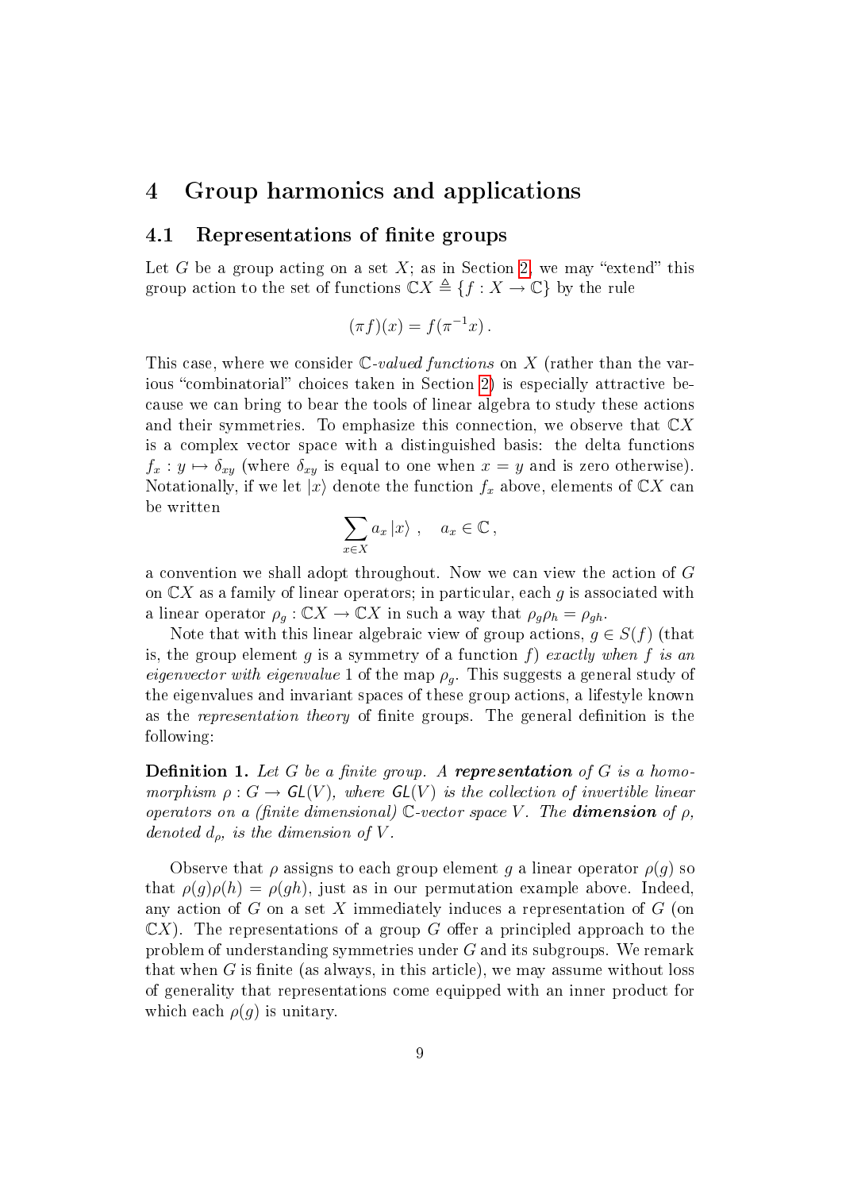# 4 Group harmonics and applications

## 4.1 Representations of finite groups

Let $G$ be a group acting on a set $X$; as in Section 2, we may "extend" this group action to the set of functions $\mathbb{C}X \triangleq \{f : X \to \mathbb{C}\}$ by the rule

$$(\pi f)(x) = f(\pi^{-1}x)\,.$$

This case, where we consider $\mathbb{C}$-*valued functions* on $X$ (rather than the various "combinatorial" choices taken in Section 2) is especially attractive because we can bring to bear the tools of linear algebra to study these actions and their symmetries. To emphasize this connection, we observe that $\mathbb{C}X$ is a complex vector space with a distinguished basis: the delta functions $f_x : y \mapsto \delta_{xy}$ (where $\delta_{xy}$ is equal to one when $x = y$ and is zero otherwise). Notationally, if we let $|x\rangle$ denote the function $f_x$ above, elements of $\mathbb{C}X$ can be written

$$\sum_{x \in X} a_x \,|x\rangle \;, \quad a_x \in \mathbb{C}\,,$$

a convention we shall adopt throughout. Now we can view the action of $G$ on $\mathbb{C}X$ as a family of linear operators; in particular, each $g$ is associated with a linear operator $\rho_g : \mathbb{C}X \to \mathbb{C}X$ in such a way that $\rho_g \rho_h = \rho_{gh}$.

Note that with this linear algebraic view of group actions, $g \in S(f)$ (that is, the group element $g$ is a symmetry of a function $f$) *exactly when $f$ is an eigenvector with eigenvalue* 1 of the map $\rho_g$. This suggests a general study of the eigenvalues and invariant spaces of these group actions, a lifestyle known as the *representation theory* of finite groups. The general definition is the following:

**Definition 1.** *Let $G$ be a finite group. A* ***representation*** *of $G$ is a homomorphism $\rho : G \to \mathsf{GL}(V)$, where $\mathsf{GL}(V)$ is the collection of invertible linear operators on a (finite dimensional) $\mathbb{C}$-vector space $V$. The* ***dimension*** *of $\rho$, denoted $d_\rho$, is the dimension of $V$.*

Observe that $\rho$ assigns to each group element $g$ a linear operator $\rho(g)$ so that $\rho(g)\rho(h) = \rho(gh)$, just as in our permutation example above. Indeed, any action of $G$ on a set $X$ immediately induces a representation of $G$ (on $\mathbb{C}X$). The representations of a group $G$ offer a principled approach to the problem of understanding symmetries under $G$ and its subgroups. We remark that when $G$ is finite (as always, in this article), we may assume without loss of generality that representations come equipped with an inner product for which each $\rho(g)$ is unitary.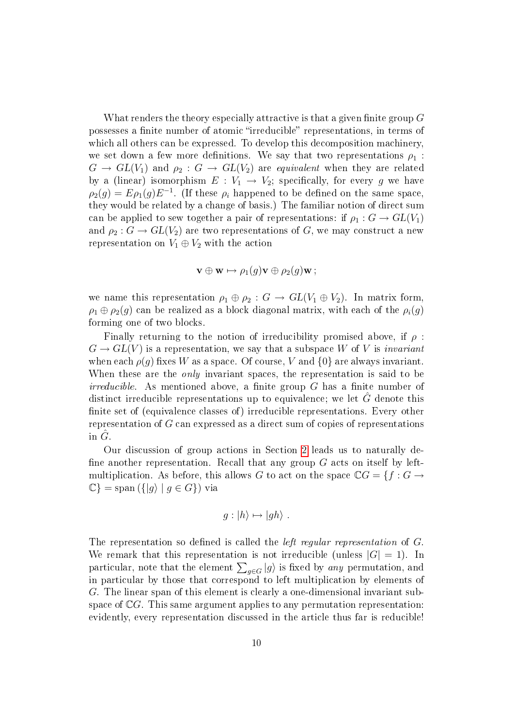What renders the theory especially attractive is that a given finite group $G$ possesses a finite number of atomic "irreducible" representations, in terms of which all others can be expressed. To develop this decomposition machinery, we set down a few more definitions. We say that two representations $\rho_1 : G \to GL(V_1)$ and $\rho_2 : G \to GL(V_2)$ are *equivalent* when they are related by a (linear) isomorphism $E : V_1 \to V_2$; specifically, for every $g$ we have $\rho_2(g) = E\rho_1(g)E^{-1}$. (If these $\rho_i$ happened to be defined on the same space, they would be related by a change of basis.) The familiar notion of direct sum can be applied to sew together a pair of representations: if $\rho_1 : G \to GL(V_1)$ and $\rho_2 : G \to GL(V_2)$ are two representations of $G$, we may construct a new representation on $V_1 \oplus V_2$ with the action

$$\mathbf{v} \oplus \mathbf{w} \mapsto \rho_1(g)\mathbf{v} \oplus \rho_2(g)\mathbf{w}\,;$$

we name this representation $\rho_1 \oplus \rho_2 : G \to GL(V_1 \oplus V_2)$. In matrix form, $\rho_1 \oplus \rho_2(g)$ can be realized as a block diagonal matrix, with each of the $\rho_i(g)$ forming one of two blocks.

Finally returning to the notion of irreducibility promised above, if $\rho : G \to GL(V)$ is a representation, we say that a subspace $W$ of $V$ is *invariant* when each $\rho(g)$ fixes $W$ as a space. Of course, $V$ and $\{0\}$ are always invariant. When these are the *only* invariant spaces, the representation is said to be *irreducible*. As mentioned above, a finite group $G$ has a finite number of distinct irreducible representations up to equivalence; we let $\hat{G}$ denote this finite set of (equivalence classes of) irreducible representations. Every other representation of $G$ can expressed as a direct sum of copies of representations in $\hat{G}$.

Our discussion of group actions in Section 2 leads us to naturally define another representation. Recall that any group $G$ acts on itself by left-multiplication. As before, this allows $G$ to act on the space $\mathbb{C}G = \{f : G \to \mathbb{C}\} = \text{span}\left(\{|g\rangle \mid g \in G\}\right)$ via

$$g : |h\rangle \mapsto |gh\rangle \ .$$

The representation so defined is called the *left regular representation* of $G$. We remark that this representation is not irreducible (unless $|G| = 1$). In particular, note that the element $\sum_{g \in G} |g\rangle$ is fixed by *any* permutation, and in particular by those that correspond to left multiplication by elements of $G$. The linear span of this element is clearly a one-dimensional invariant subspace of $\mathbb{C}G$. This same argument applies to any permutation representation: evidently, every representation discussed in the article thus far is reducible!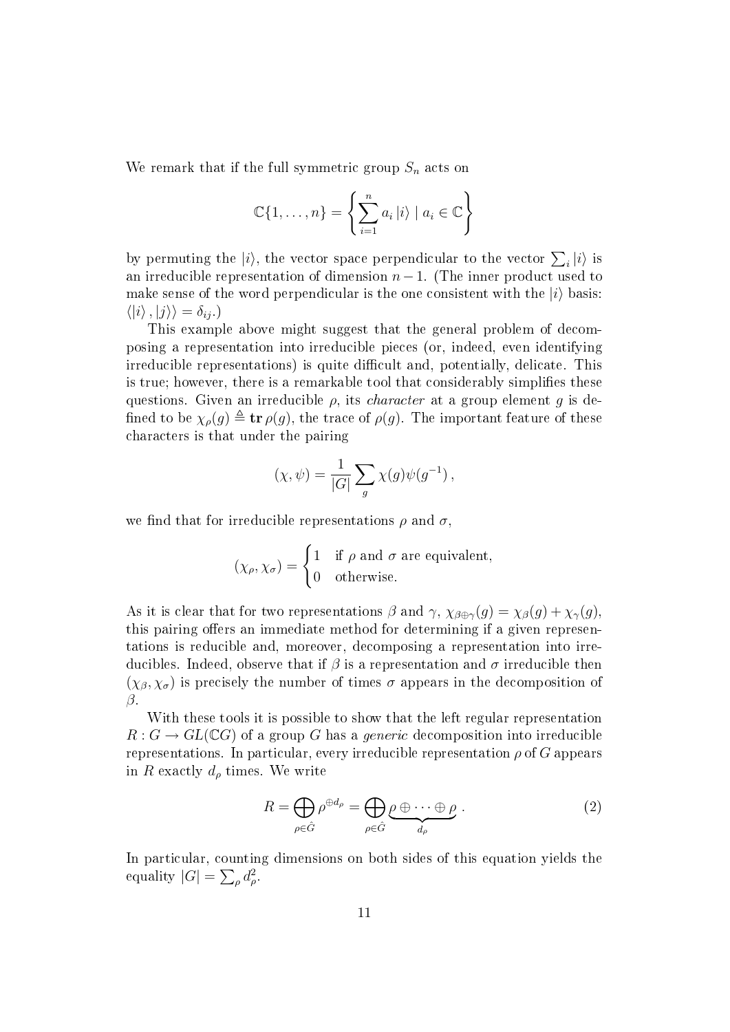We remark that if the full symmetric group $S_n$ acts on

$$\mathbb{C}\{1,\ldots,n\} = \left\{ \sum_{i=1}^{n} a_i \left|i\right\rangle \mid a_i \in \mathbb{C} \right\}$$

by permuting the $|i\rangle$, the vector space perpendicular to the vector $\sum_i |i\rangle$ is an irreducible representation of dimension $n-1$. (The inner product used to make sense of the word perpendicular is the one consistent with the $|i\rangle$ basis: $\langle |i\rangle, |j\rangle\rangle = \delta_{ij}$.)

This example above might suggest that the general problem of decomposing a representation into irreducible pieces (or, indeed, even identifying irreducible representations) is quite difficult and, potentially, delicate. This is true; however, there is a remarkable tool that considerably simplifies these questions. Given an irreducible $\rho$, its *character* at a group element $g$ is defined to be $\chi_\rho(g) \triangleq \mathbf{tr}\, \rho(g)$, the trace of $\rho(g)$. The important feature of these characters is that under the pairing

$$(\chi, \psi) = \frac{1}{|G|} \sum_g \chi(g)\psi(g^{-1}),$$

we find that for irreducible representations $\rho$ and $\sigma$,

$$(\chi_\rho, \chi_\sigma) = \begin{cases} 1 & \text{if } \rho \text{ and } \sigma \text{ are equivalent,} \\ 0 & \text{otherwise.} \end{cases}$$

As it is clear that for two representations $\beta$ and $\gamma$, $\chi_{\beta\oplus\gamma}(g) = \chi_\beta(g) + \chi_\gamma(g)$, this pairing offers an immediate method for determining if a given representations is reducible and, moreover, decomposing a representation into irreducibles. Indeed, observe that if $\beta$ is a representation and $\sigma$ irreducible then $(\chi_\beta, \chi_\sigma)$ is precisely the number of times $\sigma$ appears in the decomposition of $\beta$.

With these tools it is possible to show that the left regular representation $R : G \to GL(\mathbb{C}G)$ of a group $G$ has a *generic* decomposition into irreducible representations. In particular, every irreducible representation $\rho$ of $G$ appears in $R$ exactly $d_\rho$ times. We write

$$R = \bigoplus_{\rho\in\hat{G}} \rho^{\oplus d_\rho} = \bigoplus_{\rho\in\hat{G}} \underbrace{\rho \oplus \cdots \oplus \rho}_{d_\rho}. \tag{2}$$

In particular, counting dimensions on both sides of this equation yields the equality $|G| = \sum_\rho d_\rho^2$.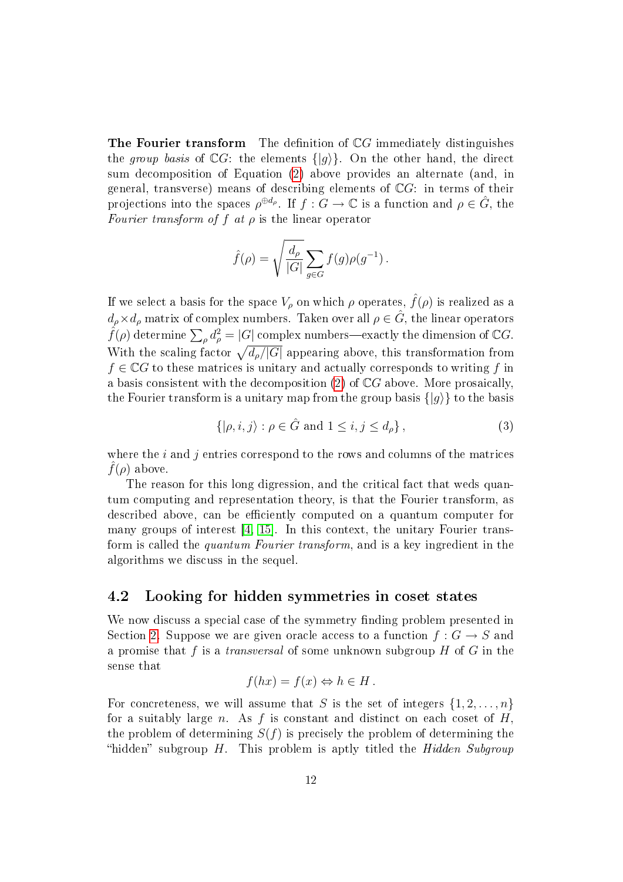**The Fourier transform** The definition of $\mathbb{C}G$ immediately distinguishes the *group basis* of $\mathbb{C}G$: the elements $\{|g\rangle\}$. On the other hand, the direct sum decomposition of Equation (2) above provides an alternate (and, in general, transverse) means of describing elements of $\mathbb{C}G$: in terms of their projections into the spaces $\rho^{\oplus d_\rho}$. If $f : G \to \mathbb{C}$ is a function and $\rho \in \hat{G}$, the *Fourier transform of $f$ at $\rho$* is the linear operator

$$\hat{f}(\rho) = \sqrt{\frac{d_\rho}{|G|}} \sum_{g \in G} f(g)\rho(g^{-1})\,.$$

If we select a basis for the space $V_\rho$ on which $\rho$ operates, $\hat{f}(\rho)$ is realized as a $d_\rho \times d_\rho$ matrix of complex numbers. Taken over all $\rho \in \hat{G}$, the linear operators $\hat{f}(\rho)$ determine $\sum_\rho d_\rho^2 = |G|$ complex numbers—exactly the dimension of $\mathbb{C}G$. With the scaling factor $\sqrt{d_\rho/|G|}$ appearing above, this transformation from $f \in \mathbb{C}G$ to these matrices is unitary and actually corresponds to writing $f$ in a basis consistent with the decomposition (2) of $\mathbb{C}G$ above. More prosaically, the Fourier transform is a unitary map from the group basis $\{|g\rangle\}$ to the basis

$$\{|\rho, i, j\rangle : \rho \in \hat{G} \text{ and } 1 \leq i, j \leq d_\rho\}\,, \tag{3}$$

where the $i$ and $j$ entries correspond to the rows and columns of the matrices $\hat{f}(\rho)$ above.

The reason for this long digression, and the critical fact that weds quantum computing and representation theory, is that the Fourier transform, as described above, can be efficiently computed on a quantum computer for many groups of interest [4, 15]. In this context, the unitary Fourier transform is called the *quantum Fourier transform*, and is a key ingredient in the algorithms we discuss in the sequel.

## 4.2 Looking for hidden symmetries in coset states

We now discuss a special case of the symmetry finding problem presented in Section 2. Suppose we are given oracle access to a function $f : G \to S$ and a promise that $f$ is a *transversal* of some unknown subgroup $H$ of $G$ in the sense that

$$f(hx) = f(x) \Leftrightarrow h \in H\,.$$

For concreteness, we will assume that $S$ is the set of integers $\{1, 2, \ldots, n\}$ for a suitably large $n$. As $f$ is constant and distinct on each coset of $H$, the problem of determining $S(f)$ is precisely the problem of determining the "hidden" subgroup $H$. This problem is aptly titled the *Hidden Subgroup*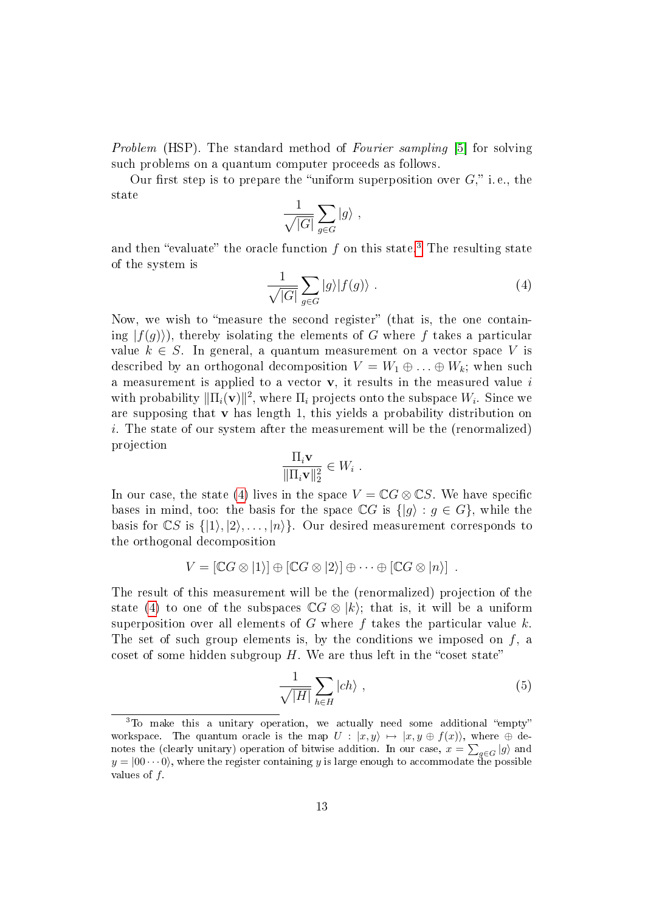*Problem* (HSP). The standard method of *Fourier sampling* [5] for solving such problems on a quantum computer proceeds as follows.

Our first step is to prepare the "uniform superposition over $G$," i. e., the state

$$\frac{1}{\sqrt{|G|}} \sum_{g \in G} |g\rangle \ ,$$

and then "evaluate" the oracle function $f$ on this state.[3] The resulting state of the system is

$$\frac{1}{\sqrt{|G|}} \sum_{g \in G} |g\rangle |f(g)\rangle \ . \tag{4}$$

Now, we wish to "measure the second register" (that is, the one containing $|f(g)\rangle$), thereby isolating the elements of $G$ where $f$ takes a particular value $k \in S$. In general, a quantum measurement on a vector space $V$ is described by an orthogonal decomposition $V = W_1 \oplus \ldots \oplus W_k$; when such a measurement is applied to a vector $\mathbf{v}$, it results in the measured value $i$ with probability $\|\Pi_i(\mathbf{v})\|^2$, where $\Pi_i$ projects onto the subspace $W_i$. Since we are supposing that $\mathbf{v}$ has length 1, this yields a probability distribution on $i$. The state of our system after the measurement will be the (renormalized) projection

$$\frac{\Pi_i \mathbf{v}}{\|\Pi_i \mathbf{v}\|_2^2} \in W_i \ .$$

In our case, the state (4) lives in the space $V = \mathbb{C}G \otimes \mathbb{C}S$. We have specific bases in mind, too: the basis for the space $\mathbb{C}G$ is $\{|g\rangle : g \in G\}$, while the basis for $\mathbb{C}S$ is $\{|1\rangle, |2\rangle, \ldots, |n\rangle\}$. Our desired measurement corresponds to the orthogonal decomposition

$$V = [\mathbb{C}G \otimes |1\rangle] \oplus [\mathbb{C}G \otimes |2\rangle] \oplus \cdots \oplus [\mathbb{C}G \otimes |n\rangle] \ .$$

The result of this measurement will be the (renormalized) projection of the state (4) to one of the subspaces $\mathbb{C}G \otimes |k\rangle$; that is, it will be a uniform superposition over all elements of $G$ where $f$ takes the particular value $k$. The set of such group elements is, by the conditions we imposed on $f$, a coset of some hidden subgroup $H$. We are thus left in the "coset state"

$$\frac{1}{\sqrt{|H|}} \sum_{h \in H} |ch\rangle \ , \tag{5}$$

[3] To make this a unitary operation, we actually need some additional "empty" workspace. The quantum oracle is the map $U : |x, y\rangle \mapsto |x, y \oplus f(x)\rangle$, where $\oplus$ denotes the (clearly unitary) operation of bitwise addition. In our case, $x = \sum_{g \in G} |g\rangle$ and $y = |00 \cdots 0\rangle$, where the register containing $y$ is large enough to accommodate the possible values of $f$.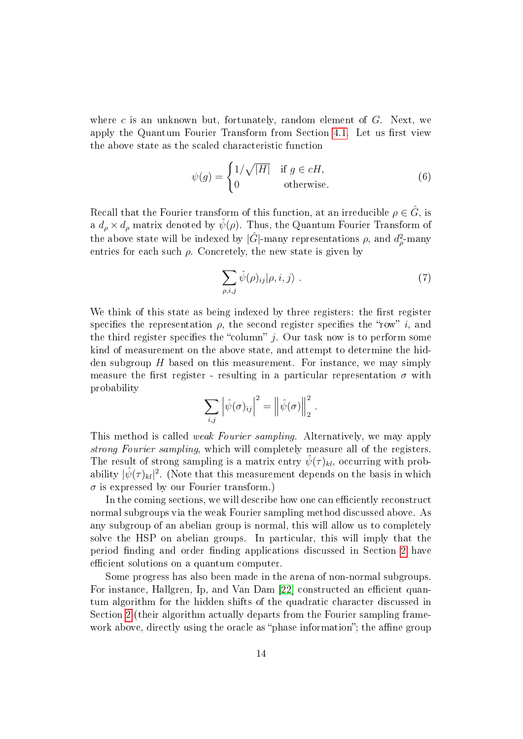where $c$ is an unknown but, fortunately, random element of $G$. Next, we apply the Quantum Fourier Transform from Section 4.1. Let us first view the above state as the scaled characteristic function

$$\psi(g) = \begin{cases} 1/\sqrt{|H|} & \text{if } g \in cH, \\ 0 & \text{otherwise.} \end{cases} \tag{6}$$

Recall that the Fourier transform of this function, at an irreducible $\rho \in \hat{G}$, is a $d_\rho \times d_\rho$ matrix denoted by $\hat{\psi}(\rho)$. Thus, the Quantum Fourier Transform of the above state will be indexed by $|\hat{G}|$-many representations $\rho$, and $d_\rho^2$-many entries for each such $\rho$. Concretely, the new state is given by

$$\sum_{\rho,i,j} \hat{\psi}(\rho)_{ij} |\rho, i, j\rangle \ . \tag{7}$$

We think of this state as being indexed by three registers: the first register specifies the representation $\rho$, the second register specifies the "row" $i$, and the third register specifies the "column" $j$. Our task now is to perform some kind of measurement on the above state, and attempt to determine the hidden subgroup $H$ based on this measurement. For instance, we may simply measure the first register - resulting in a particular representation $\sigma$ with probability

$$\sum_{i,j} \left|\hat{\psi}(\sigma)_{ij}\right|^2 = \left\|\hat{\psi}(\sigma)\right\|_2^2 .$$

This method is called *weak Fourier sampling*. Alternatively, we may apply *strong Fourier sampling*, which will completely measure all of the registers. The result of strong sampling is a matrix entry $\hat{\psi}(\tau)_{kl}$, occurring with probability $|\hat{\psi}(\tau)_{kl}|^2$. (Note that this measurement depends on the basis in which $\sigma$ is expressed by our Fourier transform.)

In the coming sections, we will describe how one can efficiently reconstruct normal subgroups via the weak Fourier sampling method discussed above. As any subgroup of an abelian group is normal, this will allow us to completely solve the HSP on abelian groups. In particular, this will imply that the period finding and order finding applications discussed in Section 2 have efficient solutions on a quantum computer.

Some progress has also been made in the arena of non-normal subgroups. For instance, Hallgren, Ip, and Van Dam [22] constructed an efficient quantum algorithm for the hidden shifts of the quadratic character discussed in Section 2 (their algorithm actually departs from the Fourier sampling framework above, directly using the oracle as "phase information"; the affine group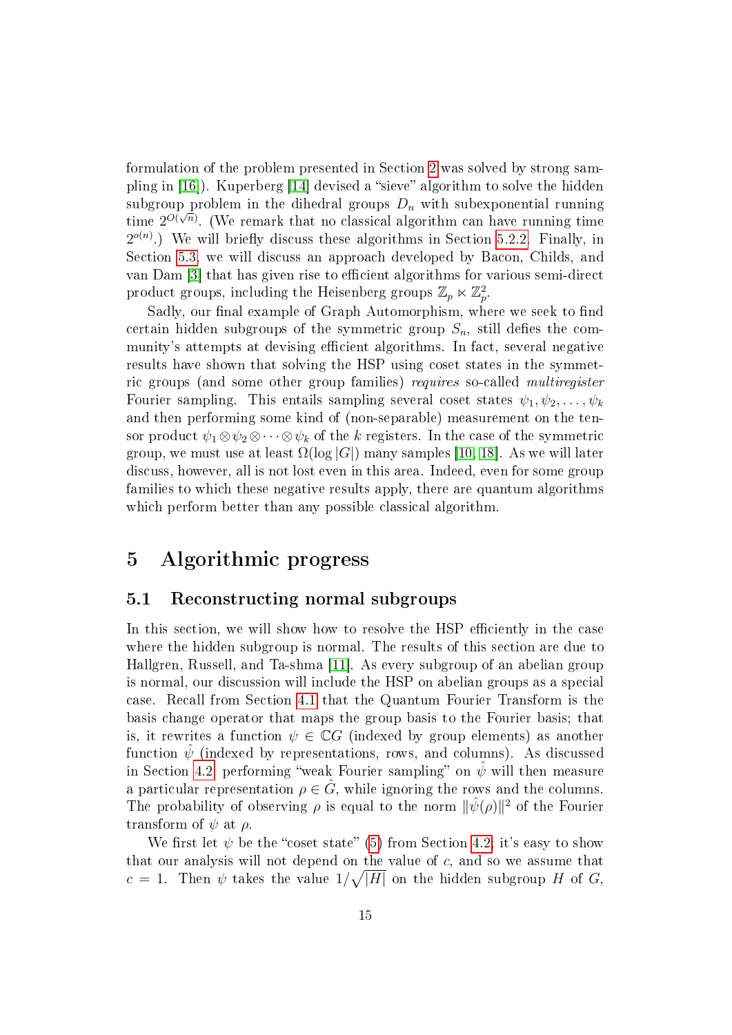formulation of the problem presented in Section 2 was solved by strong sampling in [16]). Kuperberg [14] devised a "sieve" algorithm to solve the hidden subgroup problem in the dihedral groups $D_n$ with subexponential running time $2^{O(\sqrt{n})}$. (We remark that no classical algorithm can have running time $2^{o(n)}$.) We will briefly discuss these algorithms in Section 5.2.2. Finally, in Section 5.3, we will discuss an approach developed by Bacon, Childs, and van Dam [3] that has given rise to efficient algorithms for various semi-direct product groups, including the Heisenberg groups $\mathbb{Z}_p \ltimes \mathbb{Z}_p^2$.

Sadly, our final example of Graph Automorphism, where we seek to find certain hidden subgroups of the symmetric group $S_n$, still defies the community's attempts at devising efficient algorithms. In fact, several negative results have shown that solving the HSP using coset states in the symmetric groups (and some other group families) *requires* so-called *multiregister* Fourier sampling. This entails sampling several coset states $\psi_1, \psi_2, \ldots, \psi_k$ and then performing some kind of (non-separable) measurement on the tensor product $\psi_1 \otimes \psi_2 \otimes \cdots \otimes \psi_k$ of the $k$ registers. In the case of the symmetric group, we must use at least $\Omega(\log |G|)$ many samples [10, 18]. As we will later discuss, however, all is not lost even in this area. Indeed, even for some group families to which these negative results apply, there are quantum algorithms which perform better than any possible classical algorithm.

# 5 Algorithmic progress

## 5.1 Reconstructing normal subgroups

In this section, we will show how to resolve the HSP efficiently in the case where the hidden subgroup is normal. The results of this section are due to Hallgren, Russell, and Ta-shma [11]. As every subgroup of an abelian group is normal, our discussion will include the HSP on abelian groups as a special case. Recall from Section 4.1 that the Quantum Fourier Transform is the basis change operator that maps the group basis to the Fourier basis; that is, it rewrites a function $\psi \in \mathbb{C}G$ (indexed by group elements) as another function $\hat{\psi}$ (indexed by representations, rows, and columns). As discussed in Section 4.2, performing "weak Fourier sampling" on $\hat{\psi}$ will then measure a particular representation $\rho \in \hat{G}$, while ignoring the rows and the columns. The probability of observing $\rho$ is equal to the norm $\|\hat{\psi}(\rho)\|^2$ of the Fourier transform of $\psi$ at $\rho$.

We first let $\psi$ be the "coset state" (5) from Section 4.2; it's easy to show that our analysis will not depend on the value of $c$, and so we assume that $c = 1$. Then $\psi$ takes the value $1/\sqrt{|H|}$ on the hidden subgroup $H$ of $G$,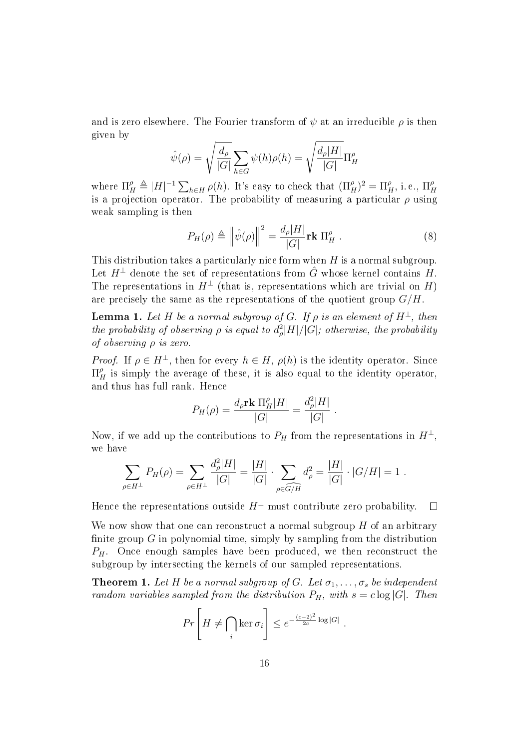and is zero elsewhere. The Fourier transform of $\psi$ at an irreducible $\rho$ is then given by

$$\hat{\psi}(\rho) = \sqrt{\frac{d_\rho}{|G|}} \sum_{h \in G} \psi(h)\rho(h) = \sqrt{\frac{d_\rho |H|}{|G|}} \Pi_H^\rho$$

where $\Pi_H^\rho \triangleq |H|^{-1} \sum_{h \in H} \rho(h)$. It's easy to check that $(\Pi_H^\rho)^2 = \Pi_H^\rho$, i. e., $\Pi_H^\rho$ is a projection operator. The probability of measuring a particular $\rho$ using weak sampling is then

$$P_H(\rho) \triangleq \left\| \hat{\psi}(\rho) \right\|^2 = \frac{d_\rho |H|}{|G|} \mathbf{rk}\ \Pi_H^\rho \ . \tag{8}$$

This distribution takes a particularly nice form when $H$ is a normal subgroup. Let $H^\perp$ denote the set of representations from $\hat{G}$ whose kernel contains $H$. The representations in $H^\perp$ (that is, representations which are trivial on $H$) are precisely the same as the representations of the quotient group $G/H$.

**Lemma 1.** *Let $H$ be a normal subgroup of $G$. If $\rho$ is an element of $H^\perp$, then the probability of observing $\rho$ is equal to $d_\rho^2 |H|/|G|$; otherwise, the probability of observing $\rho$ is zero.*

*Proof.* If $\rho \in H^\perp$, then for every $h \in H$, $\rho(h)$ is the identity operator. Since $\Pi_H^\rho$ is simply the average of these, it is also equal to the identity operator, and thus has full rank. Hence

$$P_H(\rho) = \frac{d_\rho \mathbf{rk}\ \Pi_H^\rho |H|}{|G|} = \frac{d_\rho^2 |H|}{|G|} \ .$$

Now, if we add up the contributions to $P_H$ from the representations in $H^\perp$, we have

$$\sum_{\rho \in H^\perp} P_H(\rho) = \sum_{\rho \in H^\perp} \frac{d_\rho^2 |H|}{|G|} = \frac{|H|}{|G|} \cdot \sum_{\rho \in \widehat{G/H}} d_\rho^2 = \frac{|H|}{|G|} \cdot |G/H| = 1 \ .$$

Hence the representations outside $H^\perp$ must contribute zero probability. $\square$

We now show that one can reconstruct a normal subgroup $H$ of an arbitrary finite group $G$ in polynomial time, simply by sampling from the distribution $P_H$. Once enough samples have been produced, we then reconstruct the subgroup by intersecting the kernels of our sampled representations.

**Theorem 1.** *Let $H$ be a normal subgroup of $G$. Let $\sigma_1, \ldots, \sigma_s$ be independent random variables sampled from the distribution $P_H$, with $s = c \log |G|$. Then*

$$Pr\left[ H \neq \bigcap_i \ker \sigma_i \right] \leq e^{-\frac{(c-2)^2}{2c} \log |G|} \ .$$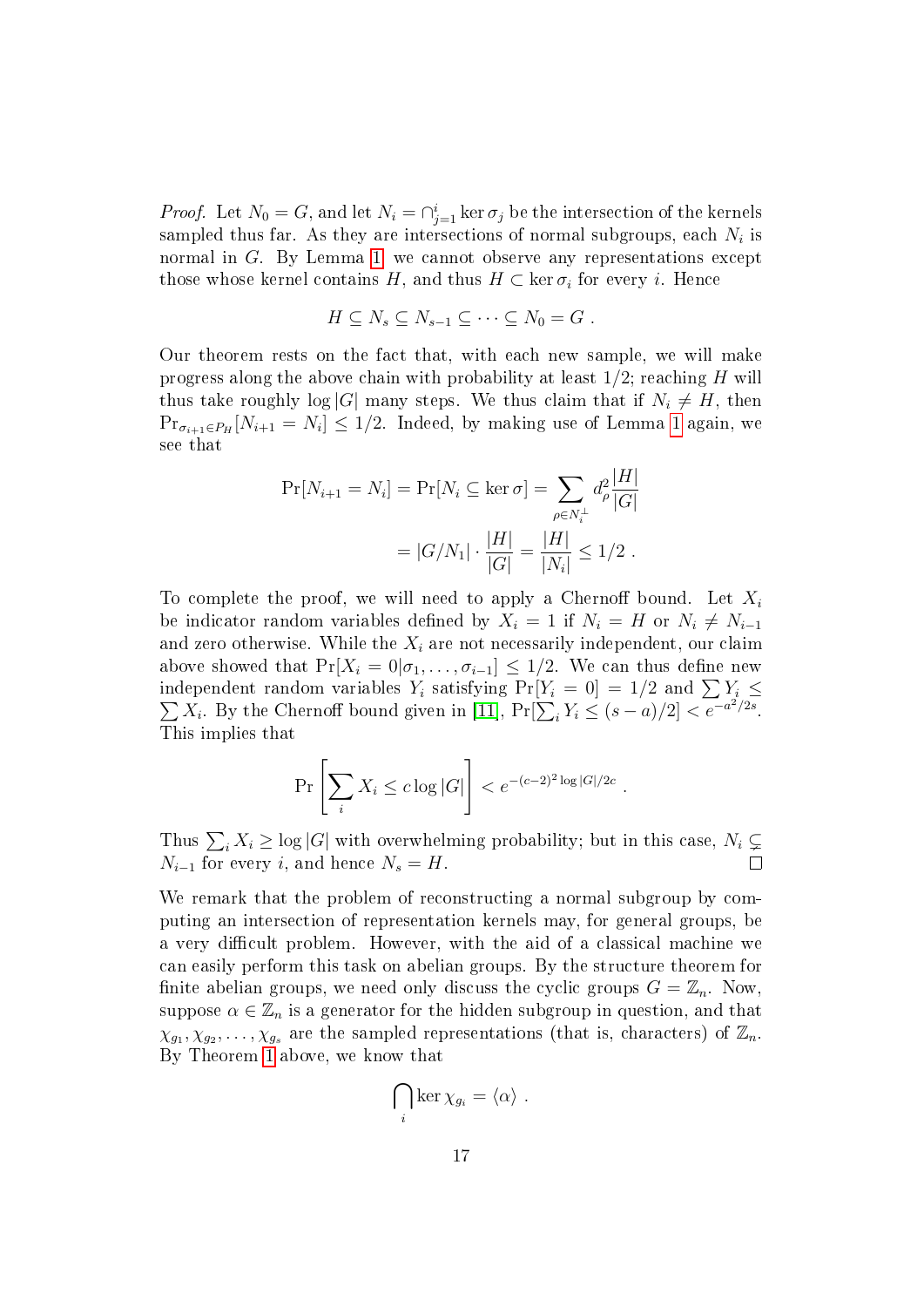*Proof.* Let $N_0 = G$, and let $N_i = \cap_{j=1}^{i} \ker \sigma_j$ be the intersection of the kernels sampled thus far. As they are intersections of normal subgroups, each $N_i$ is normal in $G$. By Lemma 1 we cannot observe any representations except those whose kernel contains $H$, and thus $H \subset \ker \sigma_i$ for every $i$. Hence

$$H \subseteq N_s \subseteq N_{s-1} \subseteq \cdots \subseteq N_0 = G \ .$$

Our theorem rests on the fact that, with each new sample, we will make progress along the above chain with probability at least $1/2$; reaching $H$ will thus take roughly $\log |G|$ many steps. We thus claim that if $N_i \neq H$, then $\Pr_{\sigma_{i+1} \in P_H}[N_{i+1} = N_i] \leq 1/2$. Indeed, by making use of Lemma 1 again, we see that

$$\Pr[N_{i+1} = N_i] = \Pr[N_i \subseteq \ker \sigma] = \sum_{\rho \in N_i^{\perp}} d_\rho^2 \frac{|H|}{|G|}$$
$$= |G/N_1| \cdot \frac{|H|}{|G|} = \frac{|H|}{|N_i|} \leq 1/2 \ .$$

To complete the proof, we will need to apply a Chernoff bound. Let $X_i$ be indicator random variables defined by $X_i = 1$ if $N_i = H$ or $N_i \neq N_{i-1}$ and zero otherwise. While the $X_i$ are not necessarily independent, our claim above showed that $\Pr[X_i = 0 | \sigma_1, \ldots, \sigma_{i-1}] \leq 1/2$. We can thus define new independent random variables $Y_i$ satisfying $\Pr[Y_i = 0] = 1/2$ and $\sum Y_i \leq \sum X_i$. By the Chernoff bound given in [11], $\Pr[\sum_i Y_i \leq (s-a)/2] < e^{-a^2/2s}$. This implies that

$$\Pr\left[\sum_i X_i \leq c \log |G|\right] < e^{-(c-2)^2 \log |G| / 2c} \ .$$

Thus $\sum_i X_i \geq \log |G|$ with overwhelming probability; but in this case, $N_i \subsetneq N_{i-1}$ for every $i$, and hence $N_s = H$. $\square$

We remark that the problem of reconstructing a normal subgroup by computing an intersection of representation kernels may, for general groups, be a very difficult problem. However, with the aid of a classical machine we can easily perform this task on abelian groups. By the structure theorem for finite abelian groups, we need only discuss the cyclic groups $G = \mathbb{Z}_n$. Now, suppose $\alpha \in \mathbb{Z}_n$ is a generator for the hidden subgroup in question, and that $\chi_{g_1}, \chi_{g_2}, \ldots, \chi_{g_s}$ are the sampled representations (that is, characters) of $\mathbb{Z}_n$. By Theorem 1 above, we know that

$$\bigcap_i \ker \chi_{g_i} = \langle \alpha \rangle \ .$$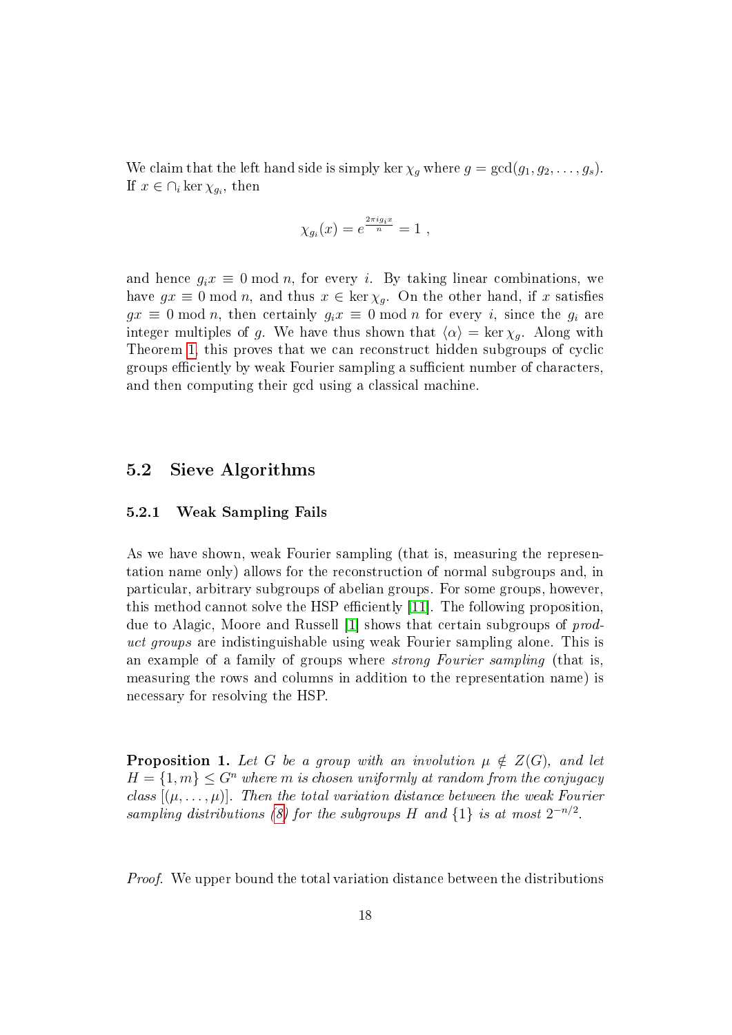We claim that the left hand side is simply $\ker \chi_g$ where $g = \gcd(g_1, g_2, \ldots, g_s)$. If $x \in \cap_i \ker \chi_{g_i}$, then

$$\chi_{g_i}(x) = e^{\frac{2\pi i g_i x}{n}} = 1 \ ,$$

and hence $g_i x \equiv 0 \bmod n$, for every $i$. By taking linear combinations, we have $gx \equiv 0 \bmod n$, and thus $x \in \ker \chi_g$. On the other hand, if $x$ satisfies $gx \equiv 0 \bmod n$, then certainly $g_i x \equiv 0 \bmod n$ for every $i$, since the $g_i$ are integer multiples of $g$. We have thus shown that $\langle \alpha \rangle = \ker \chi_g$. Along with Theorem 1, this proves that we can reconstruct hidden subgroups of cyclic groups efficiently by weak Fourier sampling a sufficient number of characters, and then computing their gcd using a classical machine.

## 5.2 Sieve Algorithms

### 5.2.1 Weak Sampling Fails

As we have shown, weak Fourier sampling (that is, measuring the representation name only) allows for the reconstruction of normal subgroups and, in particular, arbitrary subgroups of abelian groups. For some groups, however, this method cannot solve the HSP efficiently [11]. The following proposition, due to Alagic, Moore and Russell [1] shows that certain subgroups of *product groups* are indistinguishable using weak Fourier sampling alone. This is an example of a family of groups where *strong Fourier sampling* (that is, measuring the rows and columns in addition to the representation name) is necessary for resolving the HSP.

**Proposition 1.** *Let $G$ be a group with an involution $\mu \notin Z(G)$, and let $H = \{1, m\} \leq G^n$ where $m$ is chosen uniformly at random from the conjugacy class $[(\mu, \ldots, \mu)]$. Then the total variation distance between the weak Fourier sampling distributions (8) for the subgroups $H$ and $\{1\}$ is at most $2^{-n/2}$.*

*Proof.* We upper bound the total variation distance between the distributions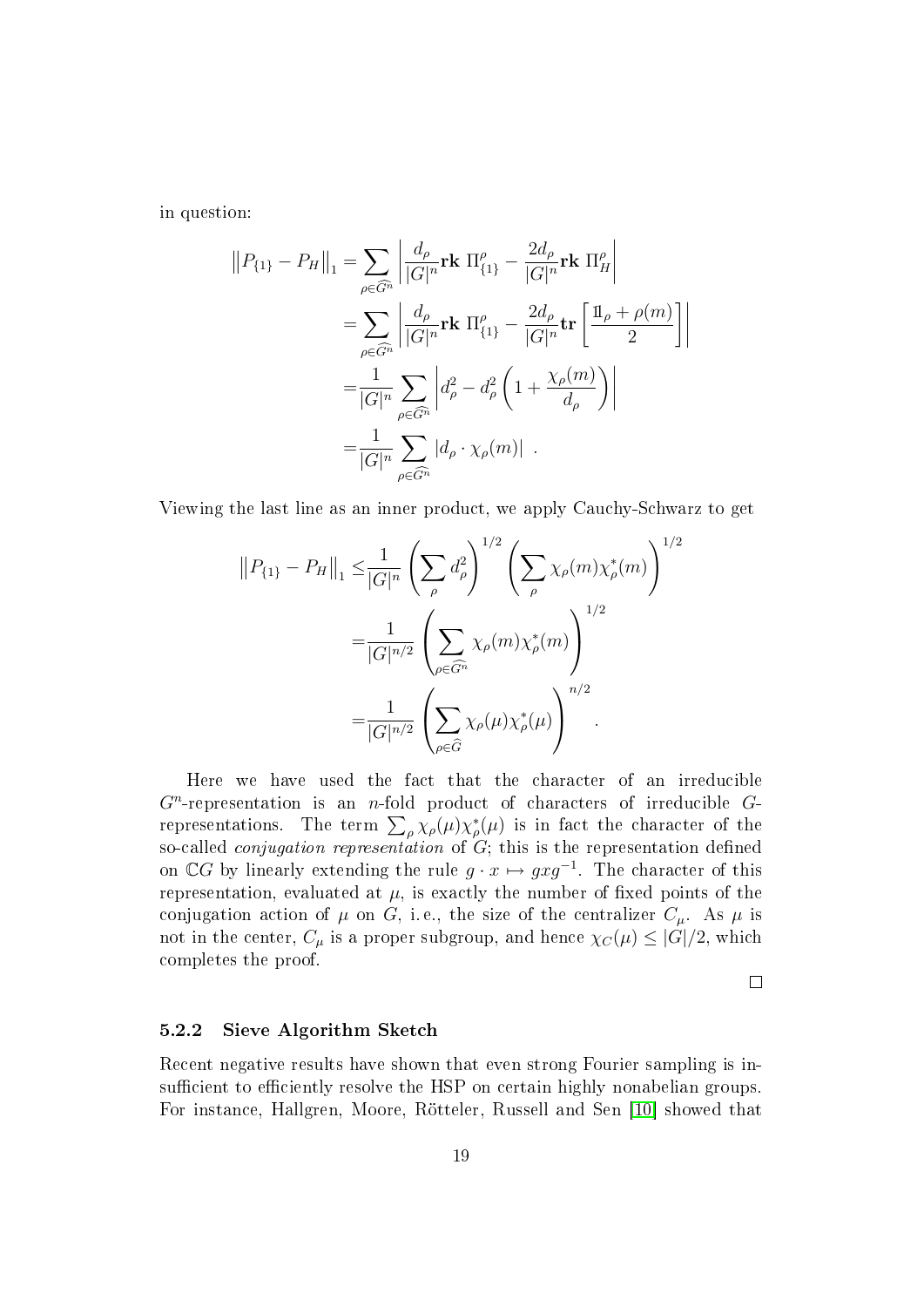in question:

$$
\begin{aligned}
\left\|P_{\{1\}} - P_H\right\|_1 &= \sum_{\rho \in \widehat{G^n}} \left| \frac{d_\rho}{|G|^n} \mathbf{rk}\ \Pi^\rho_{\{1\}} - \frac{2d_\rho}{|G|^n} \mathbf{rk}\ \Pi^\rho_H \right| \\
&= \sum_{\rho \in \widehat{G^n}} \left| \frac{d_\rho}{|G|^n} \mathbf{rk}\ \Pi^\rho_{\{1\}} - \frac{2d_\rho}{|G|^n} \mathbf{tr} \left[ \frac{\mathbb{1}_\rho + \rho(m)}{2} \right] \right| \\
&= \frac{1}{|G|^n} \sum_{\rho \in \widehat{G^n}} \left| d_\rho^2 - d_\rho^2 \left( 1 + \frac{\chi_\rho(m)}{d_\rho} \right) \right| \\
&= \frac{1}{|G|^n} \sum_{\rho \in \widehat{G^n}} |d_\rho \cdot \chi_\rho(m)| \ .
\end{aligned}
$$

Viewing the last line as an inner product, we apply Cauchy-Schwarz to get

$$
\begin{aligned}
\left\|P_{\{1\}} - P_H\right\|_1 \leq& \frac{1}{|G|^n} \left( \sum_\rho d_\rho^2 \right)^{1/2} \left( \sum_\rho \chi_\rho(m) \chi_\rho^*(m) \right)^{1/2} \\
=& \frac{1}{|G|^{n/2}} \left( \sum_{\rho \in \widehat{G^n}} \chi_\rho(m) \chi_\rho^*(m) \right)^{1/2} \\
=& \frac{1}{|G|^{n/2}} \left( \sum_{\rho \in \widehat{G}} \chi_\rho(\mu) \chi_\rho^*(\mu) \right)^{n/2} .
\end{aligned}
$$

Here we have used the fact that the character of an irreducible $G^n$-representation is an $n$-fold product of characters of irreducible $G$-representations. The term $\sum_\rho \chi_\rho(\mu)\chi_\rho^*(\mu)$ is in fact the character of the so-called *conjugation representation* of $G$; this is the representation defined on $\mathbb{C}G$ by linearly extending the rule $g \cdot x \mapsto gxg^{-1}$. The character of this representation, evaluated at $\mu$, is exactly the number of fixed points of the conjugation action of $\mu$ on $G$, i. e., the size of the centralizer $C_\mu$. As $\mu$ is not in the center, $C_\mu$ is a proper subgroup, and hence $\chi_C(\mu) \leq |G|/2$, which completes the proof.

□

### 5.2.2 Sieve Algorithm Sketch

Recent negative results have shown that even strong Fourier sampling is insufficient to efficiently resolve the HSP on certain highly nonabelian groups. For instance, Hallgren, Moore, Rötteler, Russell and Sen [10] showed that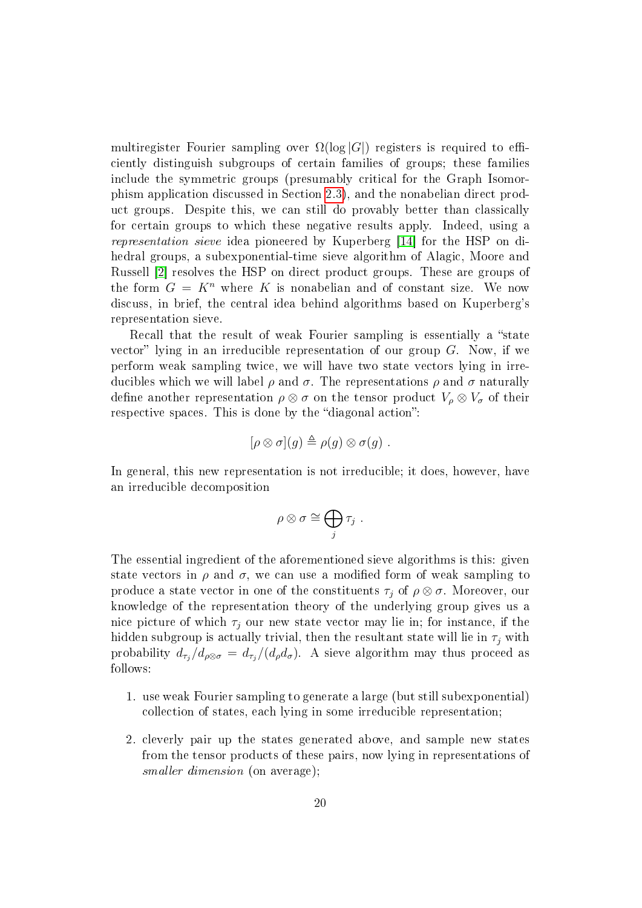multiregister Fourier sampling over $\Omega(\log |G|)$ registers is required to efficiently distinguish subgroups of certain families of groups; these families include the symmetric groups (presumably critical for the Graph Isomorphism application discussed in Section 2.3), and the nonabelian direct product groups. Despite this, we can still do provably better than classically for certain groups to which these negative results apply. Indeed, using a *representation sieve* idea pioneered by Kuperberg [14] for the HSP on dihedral groups, a subexponential-time sieve algorithm of Alagic, Moore and Russell [2] resolves the HSP on direct product groups. These are groups of the form $G = K^n$ where $K$ is nonabelian and of constant size. We now discuss, in brief, the central idea behind algorithms based on Kuperberg's representation sieve.

Recall that the result of weak Fourier sampling is essentially a "state vector" lying in an irreducible representation of our group $G$. Now, if we perform weak sampling twice, we will have two state vectors lying in irreducibles which we will label $\rho$ and $\sigma$. The representations $\rho$ and $\sigma$ naturally define another representation $\rho \otimes \sigma$ on the tensor product $V_\rho \otimes V_\sigma$ of their respective spaces. This is done by the "diagonal action":

$$[\rho \otimes \sigma](g) \triangleq \rho(g) \otimes \sigma(g) \ .$$

In general, this new representation is not irreducible; it does, however, have an irreducible decomposition

$$\rho \otimes \sigma \cong \bigoplus_j \tau_j \ .$$

The essential ingredient of the aforementioned sieve algorithms is this: given state vectors in $\rho$ and $\sigma$, we can use a modified form of weak sampling to produce a state vector in one of the constituents $\tau_j$ of $\rho \otimes \sigma$. Moreover, our knowledge of the representation theory of the underlying group gives us a nice picture of which $\tau_j$ our new state vector may lie in; for instance, if the hidden subgroup is actually trivial, then the resultant state will lie in $\tau_j$ with probability $d_{\tau_j}/d_{\rho\otimes\sigma} = d_{\tau_j}/(d_\rho d_\sigma)$. A sieve algorithm may thus proceed as follows:

1. use weak Fourier sampling to generate a large (but still subexponential) collection of states, each lying in some irreducible representation;

2. cleverly pair up the states generated above, and sample new states from the tensor products of these pairs, now lying in representations of *smaller dimension* (on average);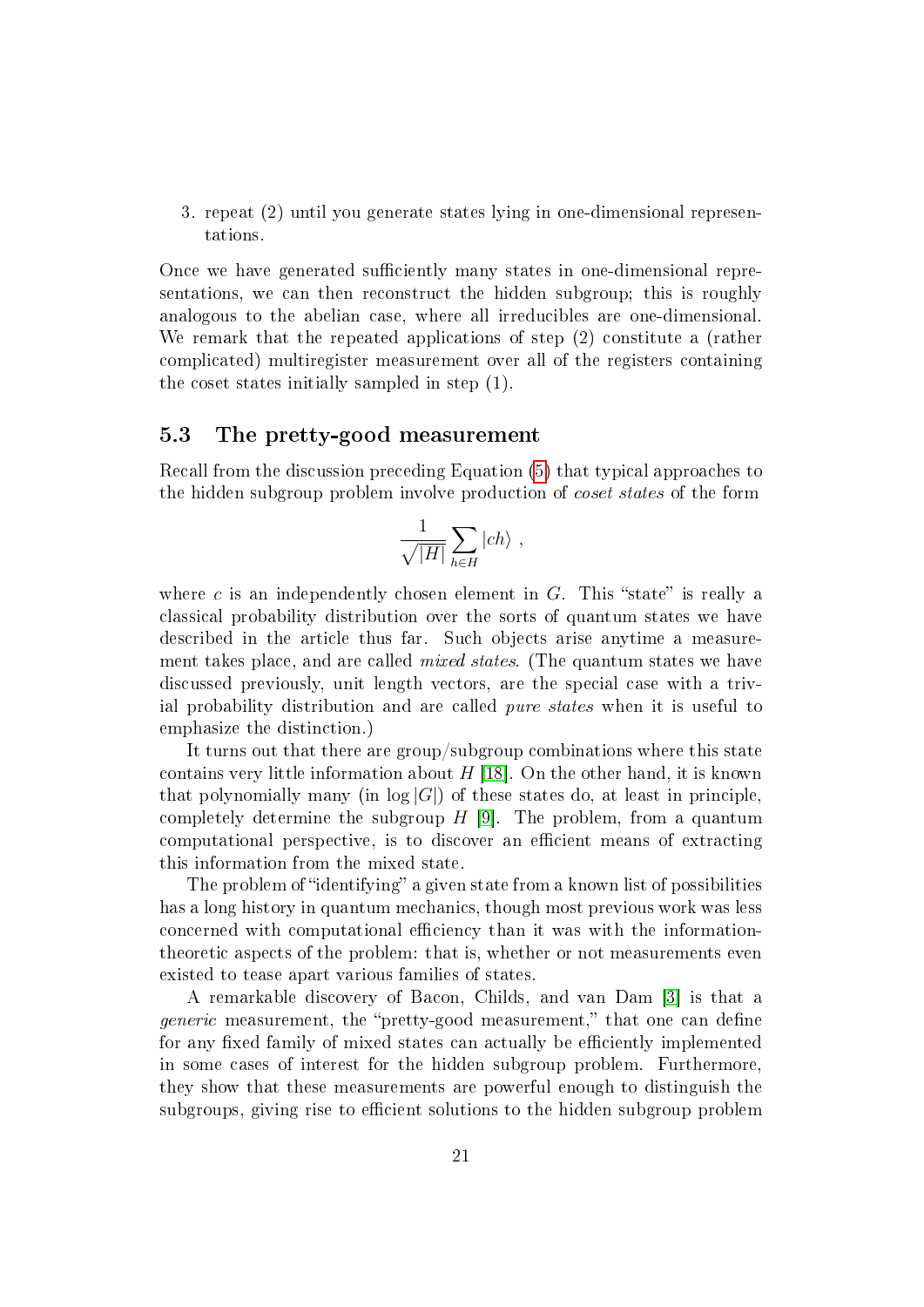3. repeat (2) until you generate states lying in one-dimensional representations.

Once we have generated sufficiently many states in one-dimensional representations, we can then reconstruct the hidden subgroup; this is roughly analogous to the abelian case, where all irreducibles are one-dimensional. We remark that the repeated applications of step (2) constitute a (rather complicated) multiregister measurement over all of the registers containing the coset states initially sampled in step (1).

### 5.3 The pretty-good measurement

Recall from the discussion preceding Equation (5) that typical approaches to the hidden subgroup problem involve production of *coset states* of the form

$$\frac{1}{\sqrt{|H|}} \sum_{h \in H} |ch\rangle \ ,$$

where $c$ is an independently chosen element in $G$. This "state" is really a classical probability distribution over the sorts of quantum states we have described in the article thus far. Such objects arise anytime a measurement takes place, and are called *mixed states*. (The quantum states we have discussed previously, unit length vectors, are the special case with a trivial probability distribution and are called *pure states* when it is useful to emphasize the distinction.)

It turns out that there are group/subgroup combinations where this state contains very little information about $H$ [18]. On the other hand, it is known that polynomially many (in $\log |G|$) of these states do, at least in principle, completely determine the subgroup $H$ [9]. The problem, from a quantum computational perspective, is to discover an efficient means of extracting this information from the mixed state.

The problem of "identifying" a given state from a known list of possibilities has a long history in quantum mechanics, though most previous work was less concerned with computational efficiency than it was with the information-theoretic aspects of the problem: that is, whether or not measurements even existed to tease apart various families of states.

A remarkable discovery of Bacon, Childs, and van Dam [3] is that a *generic* measurement, the "pretty-good measurement," that one can define for any fixed family of mixed states can actually be efficiently implemented in some cases of interest for the hidden subgroup problem. Furthermore, they show that these measurements are powerful enough to distinguish the subgroups, giving rise to efficient solutions to the hidden subgroup problem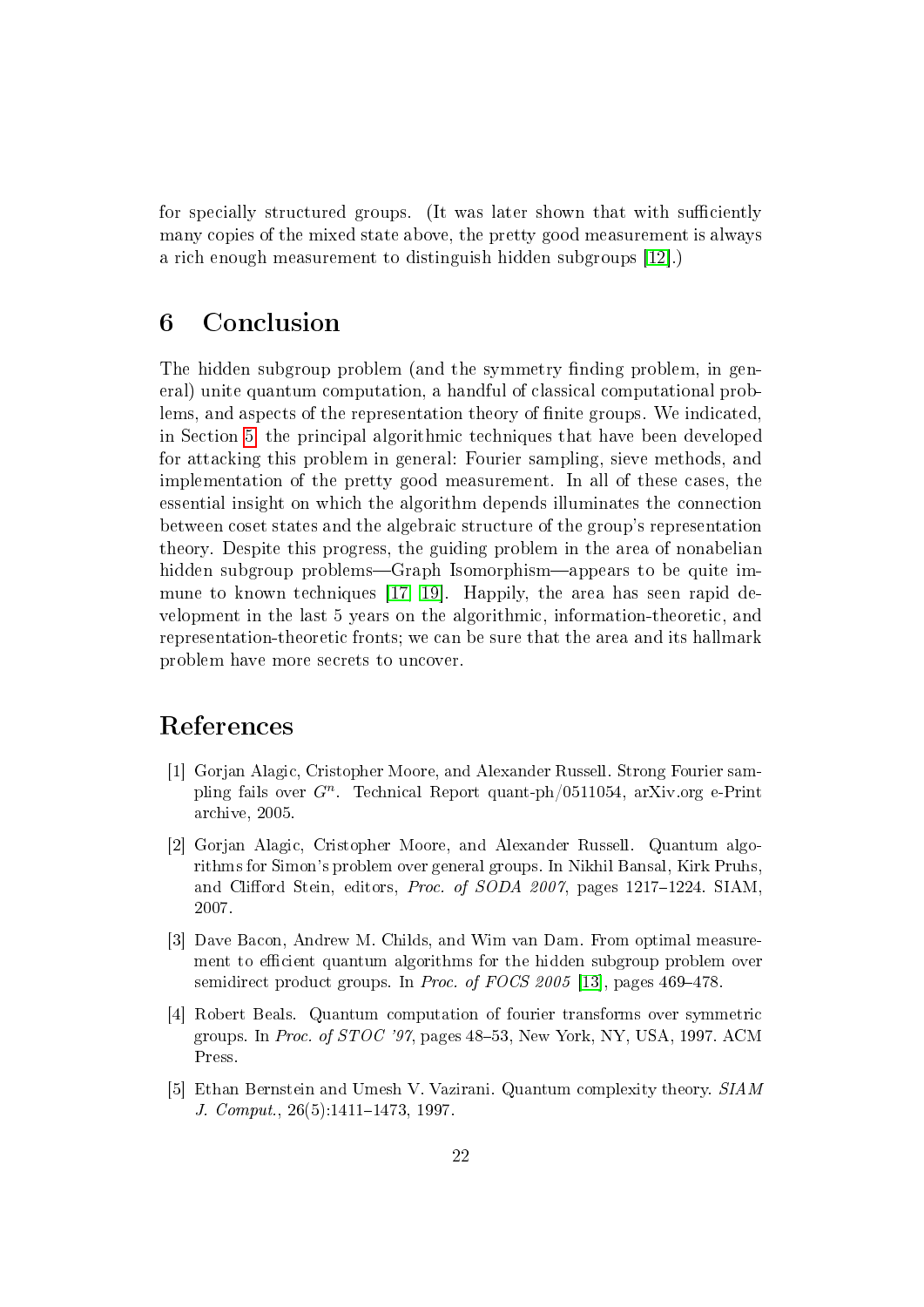for specially structured groups. (It was later shown that with sufficiently many copies of the mixed state above, the pretty good measurement is always a rich enough measurement to distinguish hidden subgroups [12].)

## 6 Conclusion

The hidden subgroup problem (and the symmetry finding problem, in general) unite quantum computation, a handful of classical computational problems, and aspects of the representation theory of finite groups. We indicated, in Section 5, the principal algorithmic techniques that have been developed for attacking this problem in general: Fourier sampling, sieve methods, and implementation of the pretty good measurement. In all of these cases, the essential insight on which the algorithm depends illuminates the connection between coset states and the algebraic structure of the group's representation theory. Despite this progress, the guiding problem in the area of nonabelian hidden subgroup problems—Graph Isomorphism—appears to be quite immune to known techniques [17, 19]. Happily, the area has seen rapid development in the last 5 years on the algorithmic, information-theoretic, and representation-theoretic fronts; we can be sure that the area and its hallmark problem have more secrets to uncover.

## References

[1] Gorjan Alagic, Cristopher Moore, and Alexander Russell. Strong Fourier sampling fails over $G^n$. Technical Report quant-ph/0511054, arXiv.org e-Print archive, 2005.

[2] Gorjan Alagic, Cristopher Moore, and Alexander Russell. Quantum algorithms for Simon's problem over general groups. In Nikhil Bansal, Kirk Pruhs, and Clifford Stein, editors, *Proc. of SODA 2007*, pages 1217–1224. SIAM, 2007.

[3] Dave Bacon, Andrew M. Childs, and Wim van Dam. From optimal measurement to efficient quantum algorithms for the hidden subgroup problem over semidirect product groups. In *Proc. of FOCS 2005* [13], pages 469–478.

[4] Robert Beals. Quantum computation of fourier transforms over symmetric groups. In *Proc. of STOC '97*, pages 48–53, New York, NY, USA, 1997. ACM Press.

[5] Ethan Bernstein and Umesh V. Vazirani. Quantum complexity theory. *SIAM J. Comput.*, 26(5):1411–1473, 1997.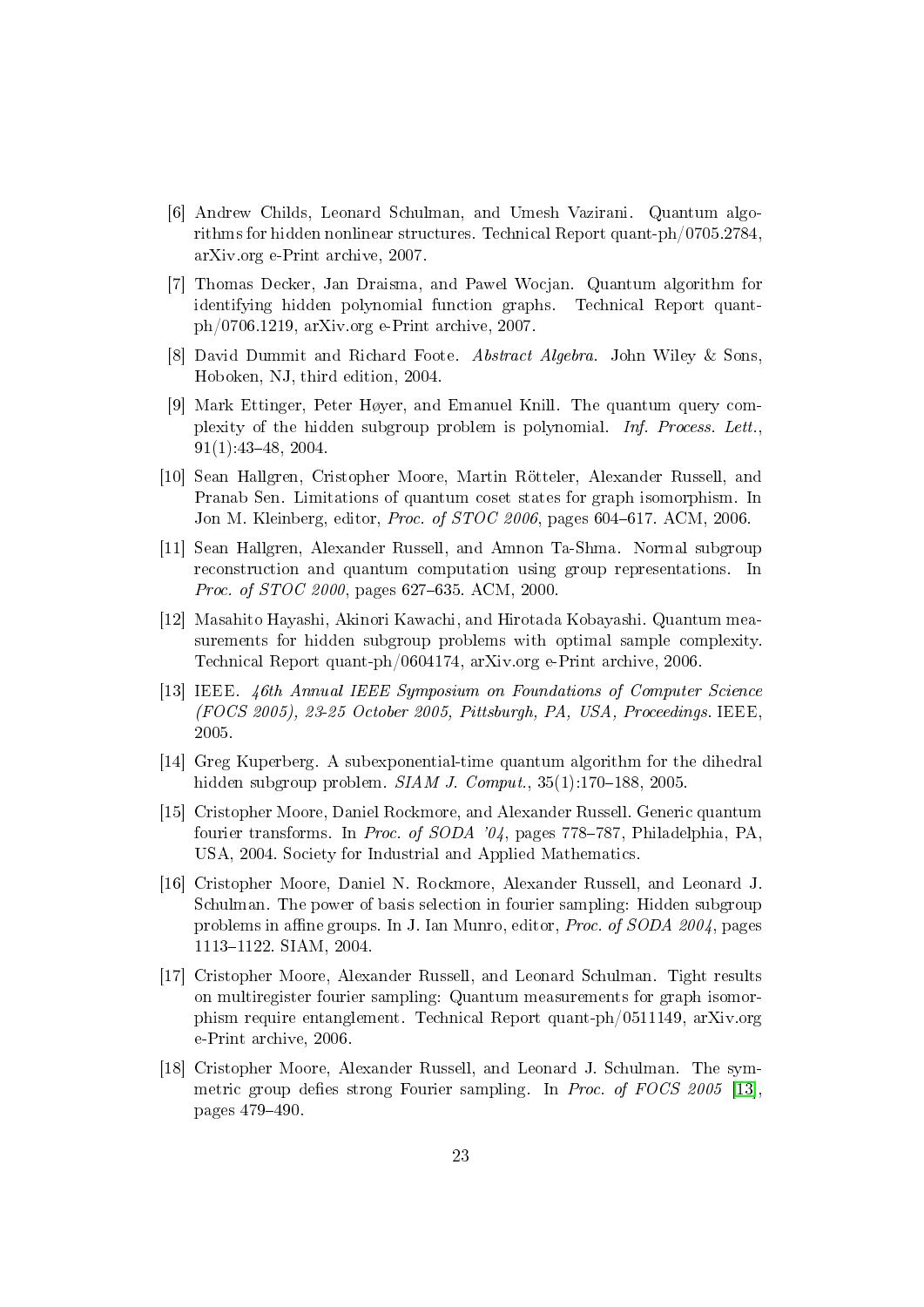[6] Andrew Childs, Leonard Schulman, and Umesh Vazirani. Quantum algorithms for hidden nonlinear structures. Technical Report quant-ph/0705.2784, arXiv.org e-Print archive, 2007.

[7] Thomas Decker, Jan Draisma, and Pawel Wocjan. Quantum algorithm for identifying hidden polynomial function graphs. Technical Report quant-ph/0706.1219, arXiv.org e-Print archive, 2007.

[8] David Dummit and Richard Foote. *Abstract Algebra*. John Wiley & Sons, Hoboken, NJ, third edition, 2004.

[9] Mark Ettinger, Peter Høyer, and Emanuel Knill. The quantum query complexity of the hidden subgroup problem is polynomial. *Inf. Process. Lett.*, 91(1):43–48, 2004.

[10] Sean Hallgren, Cristopher Moore, Martin Rötteler, Alexander Russell, and Pranab Sen. Limitations of quantum coset states for graph isomorphism. In Jon M. Kleinberg, editor, *Proc. of STOC 2006*, pages 604–617. ACM, 2006.

[11] Sean Hallgren, Alexander Russell, and Amnon Ta-Shma. Normal subgroup reconstruction and quantum computation using group representations. In *Proc. of STOC 2000*, pages 627–635. ACM, 2000.

[12] Masahito Hayashi, Akinori Kawachi, and Hirotada Kobayashi. Quantum measurements for hidden subgroup problems with optimal sample complexity. Technical Report quant-ph/0604174, arXiv.org e-Print archive, 2006.

[13] IEEE. *46th Annual IEEE Symposium on Foundations of Computer Science (FOCS 2005), 23-25 October 2005, Pittsburgh, PA, USA, Proceedings.* IEEE, 2005.

[14] Greg Kuperberg. A subexponential-time quantum algorithm for the dihedral hidden subgroup problem. *SIAM J. Comput.*, 35(1):170–188, 2005.

[15] Cristopher Moore, Daniel Rockmore, and Alexander Russell. Generic quantum fourier transforms. In *Proc. of SODA '04*, pages 778–787, Philadelphia, PA, USA, 2004. Society for Industrial and Applied Mathematics.

[16] Cristopher Moore, Daniel N. Rockmore, Alexander Russell, and Leonard J. Schulman. The power of basis selection in fourier sampling: Hidden subgroup problems in affine groups. In J. Ian Munro, editor, *Proc. of SODA 2004*, pages 1113–1122. SIAM, 2004.

[17] Cristopher Moore, Alexander Russell, and Leonard Schulman. Tight results on multiregister fourier sampling: Quantum measurements for graph isomorphism require entanglement. Technical Report quant-ph/0511149, arXiv.org e-Print archive, 2006.

[18] Cristopher Moore, Alexander Russell, and Leonard J. Schulman. The symmetric group defies strong Fourier sampling. In *Proc. of FOCS 2005* [13], pages 479–490.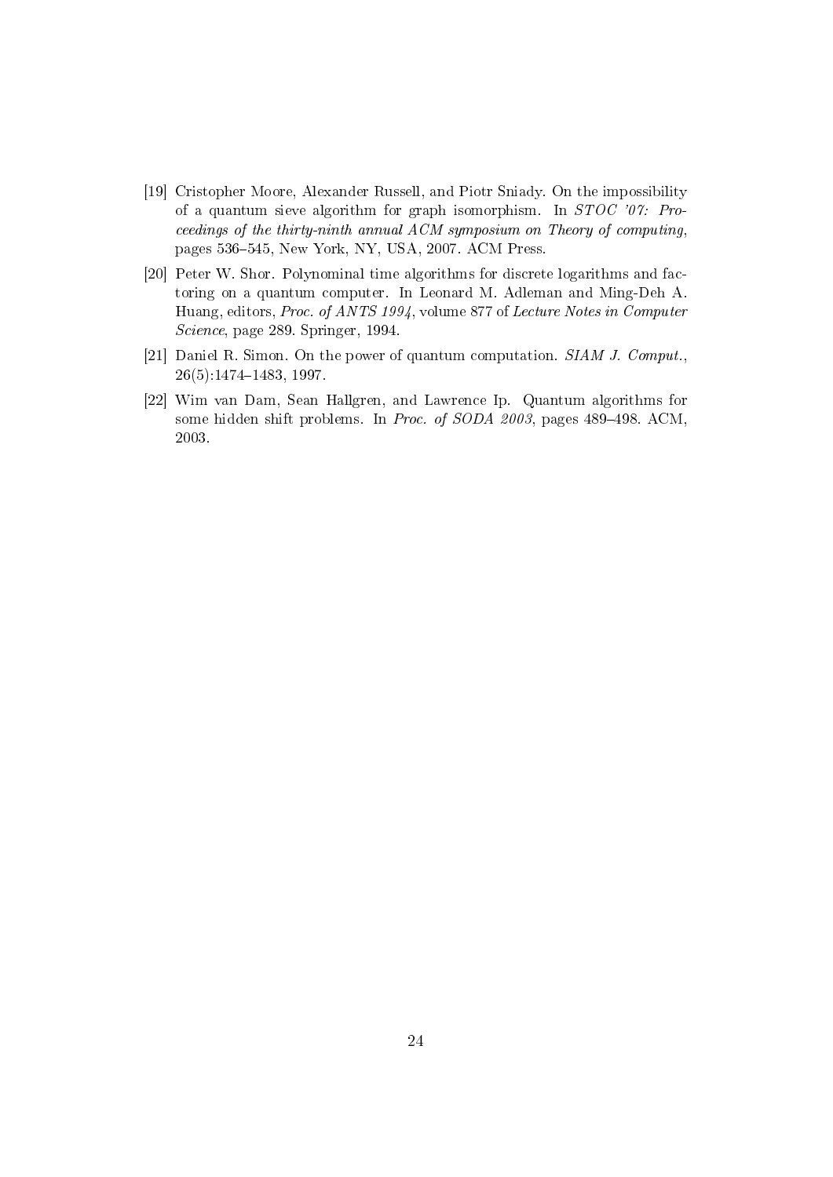[19] Cristopher Moore, Alexander Russell, and Piotr Sniady. On the impossibility of a quantum sieve algorithm for graph isomorphism. In *STOC '07: Proceedings of the thirty-ninth annual ACM symposium on Theory of computing*, pages 536–545, New York, NY, USA, 2007. ACM Press.

[20] Peter W. Shor. Polynominal time algorithms for discrete logarithms and factoring on a quantum computer. In Leonard M. Adleman and Ming-Deh A. Huang, editors, *Proc. of ANTS 1994*, volume 877 of *Lecture Notes in Computer Science*, page 289. Springer, 1994.

[21] Daniel R. Simon. On the power of quantum computation. *SIAM J. Comput.*, 26(5):1474–1483, 1997.

[22] Wim van Dam, Sean Hallgren, and Lawrence Ip. Quantum algorithms for some hidden shift problems. In *Proc. of SODA 2003*, pages 489–498. ACM, 2003.